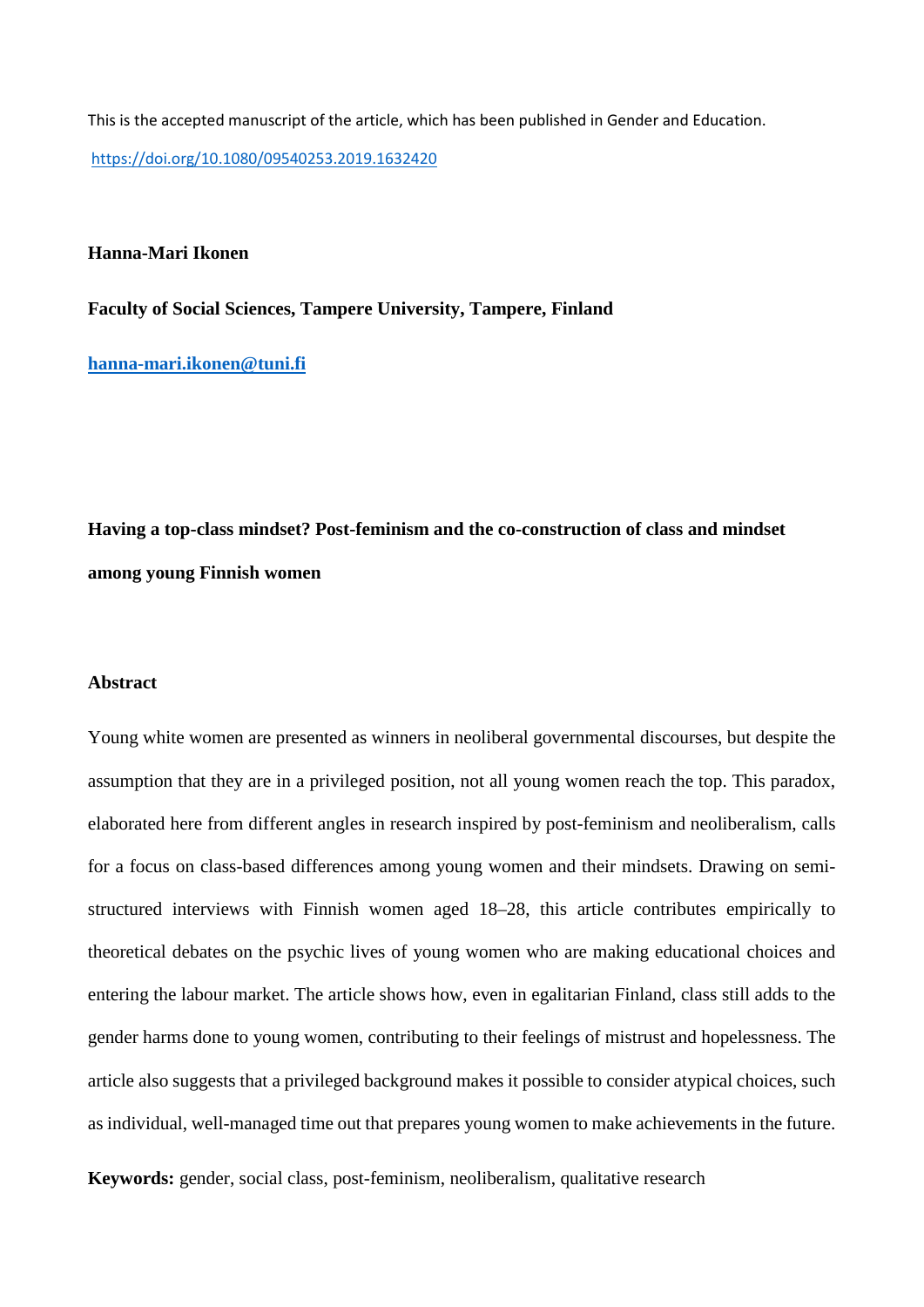This is the accepted manuscript of the article, which has been published in Gender and Education.

https://doi.org/10.1080/09540253.2019.1632420

**Hanna-Mari Ikonen**

**Faculty of Social Sciences, Tampere University, Tampere, Finland**

**hanna-mari.ikonen@tuni.fi**

# Having a top-class mindset? Post-feminism and the co-construction of class and mindset among young Finnish women

## Abstract

Young white women are presented as winners in neoliberal governmental discourses, but despite the assumption that they are in a privileged position, not all young women reach the top. This paradox, elaborated here from different angles in research inspired by post-feminism and neoliberalism, calls for a focus on class-based differences among young women and their mindsets. Drawing on semi-structured interviews with Finnish women aged 18–28, this article contributes empirically to theoretical debates on the psychic lives of young women who are making educational choices and entering the labour market. The article shows how, even in egalitarian Finland, class still adds to the gender harms done to young women, contributing to their feelings of mistrust and hopelessness. The article also suggests that a privileged background makes it possible to consider atypical choices, such as individual, well-managed time out that prepares young women to make achievements in the future.

**Keywords:** gender, social class, post-feminism, neoliberalism, qualitative research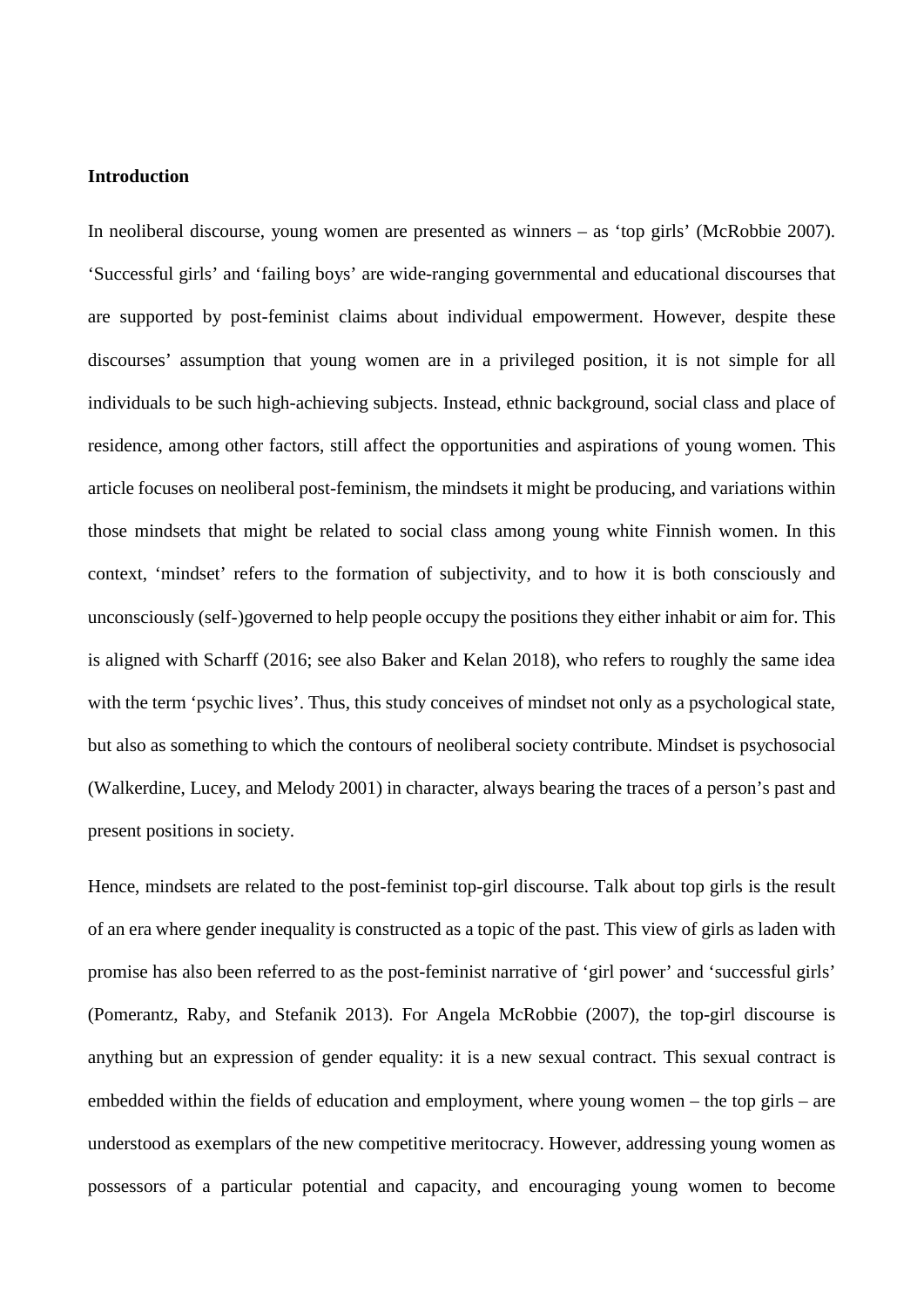**Introduction**

In neoliberal discourse, young women are presented as winners – as 'top girls' (McRobbie 2007). 'Successful girls' and 'failing boys' are wide-ranging governmental and educational discourses that are supported by post-feminist claims about individual empowerment. However, despite these discourses' assumption that young women are in a privileged position, it is not simple for all individuals to be such high-achieving subjects. Instead, ethnic background, social class and place of residence, among other factors, still affect the opportunities and aspirations of young women. This article focuses on neoliberal post-feminism, the mindsets it might be producing, and variations within those mindsets that might be related to social class among young white Finnish women. In this context, 'mindset' refers to the formation of subjectivity, and to how it is both consciously and unconsciously (self-)governed to help people occupy the positions they either inhabit or aim for. This is aligned with Scharff (2016; see also Baker and Kelan 2018), who refers to roughly the same idea with the term 'psychic lives'. Thus, this study conceives of mindset not only as a psychological state, but also as something to which the contours of neoliberal society contribute. Mindset is psychosocial (Walkerdine, Lucey, and Melody 2001) in character, always bearing the traces of a person's past and present positions in society.

Hence, mindsets are related to the post-feminist top-girl discourse. Talk about top girls is the result of an era where gender inequality is constructed as a topic of the past. This view of girls as laden with promise has also been referred to as the post-feminist narrative of 'girl power' and 'successful girls' (Pomerantz, Raby, and Stefanik 2013). For Angela McRobbie (2007), the top-girl discourse is anything but an expression of gender equality: it is a new sexual contract. This sexual contract is embedded within the fields of education and employment, where young women – the top girls – are understood as exemplars of the new competitive meritocracy. However, addressing young women as possessors of a particular potential and capacity, and encouraging young women to become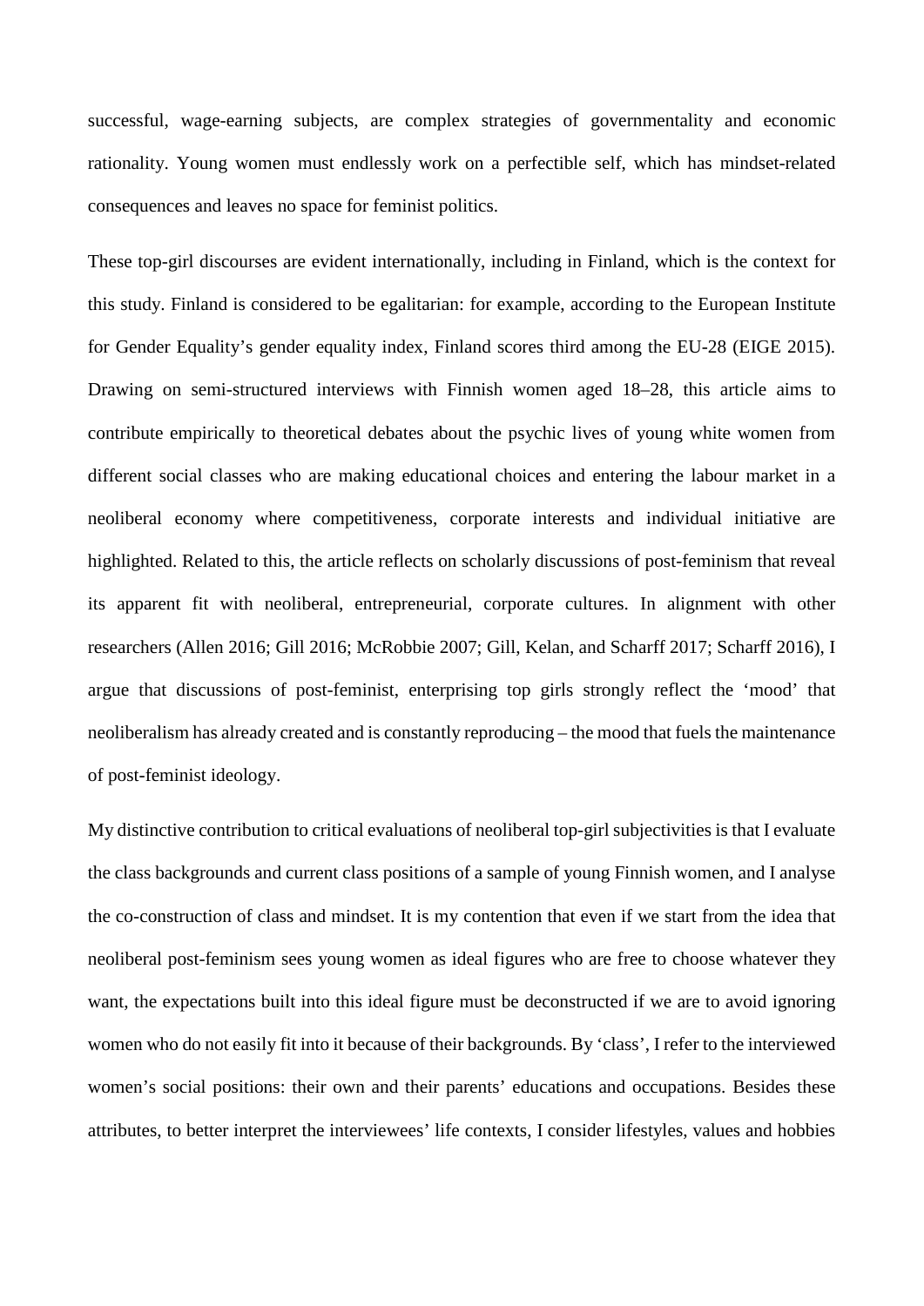successful, wage-earning subjects, are complex strategies of governmentality and economic rationality. Young women must endlessly work on a perfectible self, which has mindset-related consequences and leaves no space for feminist politics.

These top-girl discourses are evident internationally, including in Finland, which is the context for this study. Finland is considered to be egalitarian: for example, according to the European Institute for Gender Equality's gender equality index, Finland scores third among the EU-28 (EIGE 2015). Drawing on semi-structured interviews with Finnish women aged 18–28, this article aims to contribute empirically to theoretical debates about the psychic lives of young white women from different social classes who are making educational choices and entering the labour market in a neoliberal economy where competitiveness, corporate interests and individual initiative are highlighted. Related to this, the article reflects on scholarly discussions of post-feminism that reveal its apparent fit with neoliberal, entrepreneurial, corporate cultures. In alignment with other researchers (Allen 2016; Gill 2016; McRobbie 2007; Gill, Kelan, and Scharff 2017; Scharff 2016), I argue that discussions of post-feminist, enterprising top girls strongly reflect the 'mood' that neoliberalism has already created and is constantly reproducing – the mood that fuels the maintenance of post-feminist ideology.

My distinctive contribution to critical evaluations of neoliberal top-girl subjectivities is that I evaluate the class backgrounds and current class positions of a sample of young Finnish women, and I analyse the co-construction of class and mindset. It is my contention that even if we start from the idea that neoliberal post-feminism sees young women as ideal figures who are free to choose whatever they want, the expectations built into this ideal figure must be deconstructed if we are to avoid ignoring women who do not easily fit into it because of their backgrounds. By 'class', I refer to the interviewed women's social positions: their own and their parents' educations and occupations. Besides these attributes, to better interpret the interviewees' life contexts, I consider lifestyles, values and hobbies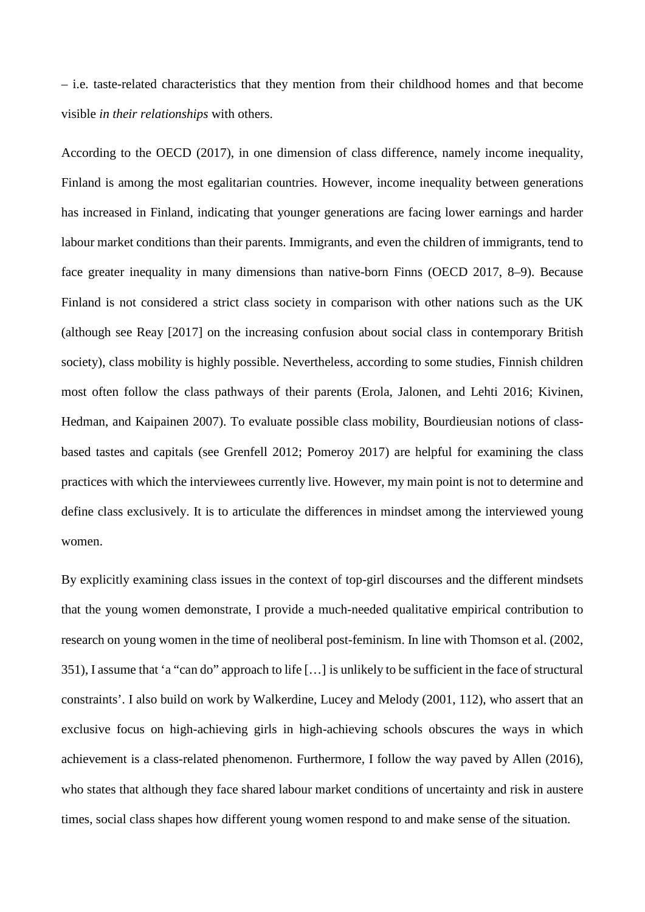– i.e. taste-related characteristics that they mention from their childhood homes and that become visible *in their relationships* with others.

According to the OECD (2017), in one dimension of class difference, namely income inequality, Finland is among the most egalitarian countries. However, income inequality between generations has increased in Finland, indicating that younger generations are facing lower earnings and harder labour market conditions than their parents. Immigrants, and even the children of immigrants, tend to face greater inequality in many dimensions than native-born Finns (OECD 2017, 8–9). Because Finland is not considered a strict class society in comparison with other nations such as the UK (although see Reay [2017] on the increasing confusion about social class in contemporary British society), class mobility is highly possible. Nevertheless, according to some studies, Finnish children most often follow the class pathways of their parents (Erola, Jalonen, and Lehti 2016; Kivinen, Hedman, and Kaipainen 2007). To evaluate possible class mobility, Bourdieusian notions of class-based tastes and capitals (see Grenfell 2012; Pomeroy 2017) are helpful for examining the class practices with which the interviewees currently live. However, my main point is not to determine and define class exclusively. It is to articulate the differences in mindset among the interviewed young women.

By explicitly examining class issues in the context of top-girl discourses and the different mindsets that the young women demonstrate, I provide a much-needed qualitative empirical contribution to research on young women in the time of neoliberal post-feminism. In line with Thomson et al. (2002, 351), I assume that 'a "can do" approach to life […] is unlikely to be sufficient in the face of structural constraints'. I also build on work by Walkerdine, Lucey and Melody (2001, 112), who assert that an exclusive focus on high-achieving girls in high-achieving schools obscures the ways in which achievement is a class-related phenomenon. Furthermore, I follow the way paved by Allen (2016), who states that although they face shared labour market conditions of uncertainty and risk in austere times, social class shapes how different young women respond to and make sense of the situation.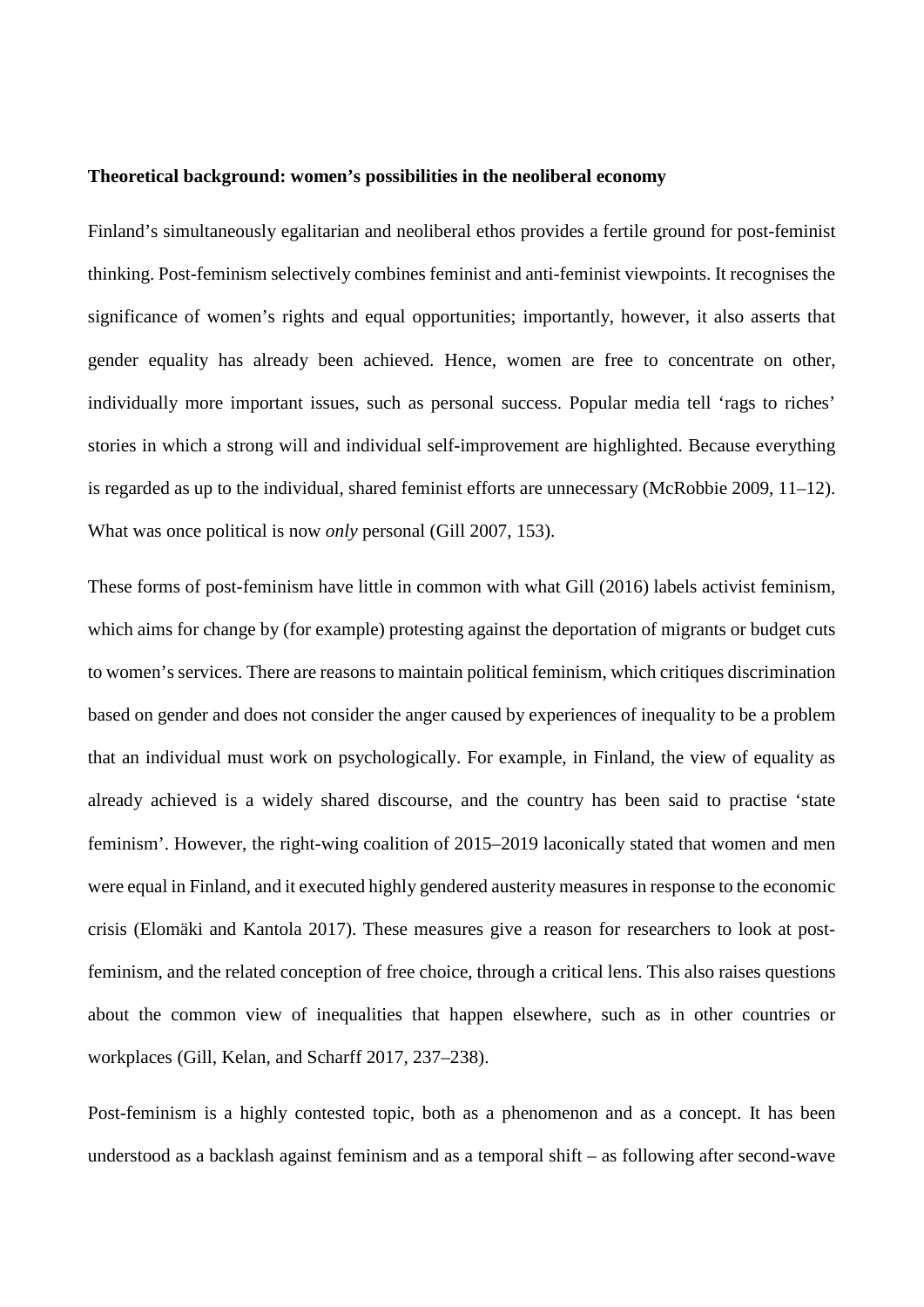**Theoretical background: women's possibilities in the neoliberal economy**

Finland's simultaneously egalitarian and neoliberal ethos provides a fertile ground for post-feminist thinking. Post-feminism selectively combines feminist and anti-feminist viewpoints. It recognises the significance of women's rights and equal opportunities; importantly, however, it also asserts that gender equality has already been achieved. Hence, women are free to concentrate on other, individually more important issues, such as personal success. Popular media tell 'rags to riches' stories in which a strong will and individual self-improvement are highlighted. Because everything is regarded as up to the individual, shared feminist efforts are unnecessary (McRobbie 2009, 11–12). What was once political is now *only* personal (Gill 2007, 153).

These forms of post-feminism have little in common with what Gill (2016) labels activist feminism, which aims for change by (for example) protesting against the deportation of migrants or budget cuts to women's services. There are reasons to maintain political feminism, which critiques discrimination based on gender and does not consider the anger caused by experiences of inequality to be a problem that an individual must work on psychologically. For example, in Finland, the view of equality as already achieved is a widely shared discourse, and the country has been said to practise 'state feminism'. However, the right-wing coalition of 2015–2019 laconically stated that women and men were equal in Finland, and it executed highly gendered austerity measures in response to the economic crisis (Elomäki and Kantola 2017). These measures give a reason for researchers to look at post-feminism, and the related conception of free choice, through a critical lens. This also raises questions about the common view of inequalities that happen elsewhere, such as in other countries or workplaces (Gill, Kelan, and Scharff 2017, 237–238).

Post-feminism is a highly contested topic, both as a phenomenon and as a concept. It has been understood as a backlash against feminism and as a temporal shift – as following after second-wave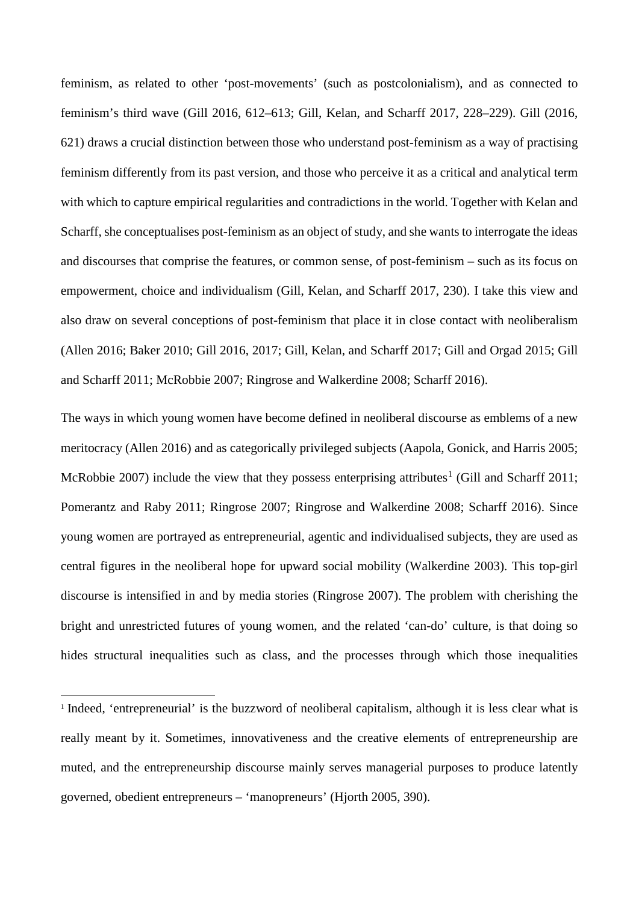feminism, as related to other 'post-movements' (such as postcolonialism), and as connected to feminism's third wave (Gill 2016, 612–613; Gill, Kelan, and Scharff 2017, 228–229). Gill (2016, 621) draws a crucial distinction between those who understand post-feminism as a way of practising feminism differently from its past version, and those who perceive it as a critical and analytical term with which to capture empirical regularities and contradictions in the world. Together with Kelan and Scharff, she conceptualises post-feminism as an object of study, and she wants to interrogate the ideas and discourses that comprise the features, or common sense, of post-feminism – such as its focus on empowerment, choice and individualism (Gill, Kelan, and Scharff 2017, 230). I take this view and also draw on several conceptions of post-feminism that place it in close contact with neoliberalism (Allen 2016; Baker 2010; Gill 2016, 2017; Gill, Kelan, and Scharff 2017; Gill and Orgad 2015; Gill and Scharff 2011; McRobbie 2007; Ringrose and Walkerdine 2008; Scharff 2016).

The ways in which young women have become defined in neoliberal discourse as emblems of a new meritocracy (Allen 2016) and as categorically privileged subjects (Aapola, Gonick, and Harris 2005; McRobbie 2007) include the view that they possess enterprising attributes[1] (Gill and Scharff 2011; Pomerantz and Raby 2011; Ringrose 2007; Ringrose and Walkerdine 2008; Scharff 2016). Since young women are portrayed as entrepreneurial, agentic and individualised subjects, they are used as central figures in the neoliberal hope for upward social mobility (Walkerdine 2003). This top-girl discourse is intensified in and by media stories (Ringrose 2007). The problem with cherishing the bright and unrestricted futures of young women, and the related 'can-do' culture, is that doing so hides structural inequalities such as class, and the processes through which those inequalities

[1] Indeed, 'entrepreneurial' is the buzzword of neoliberal capitalism, although it is less clear what is really meant by it. Sometimes, innovativeness and the creative elements of entrepreneurship are muted, and the entrepreneurship discourse mainly serves managerial purposes to produce latently governed, obedient entrepreneurs – 'manopreneurs' (Hjorth 2005, 390).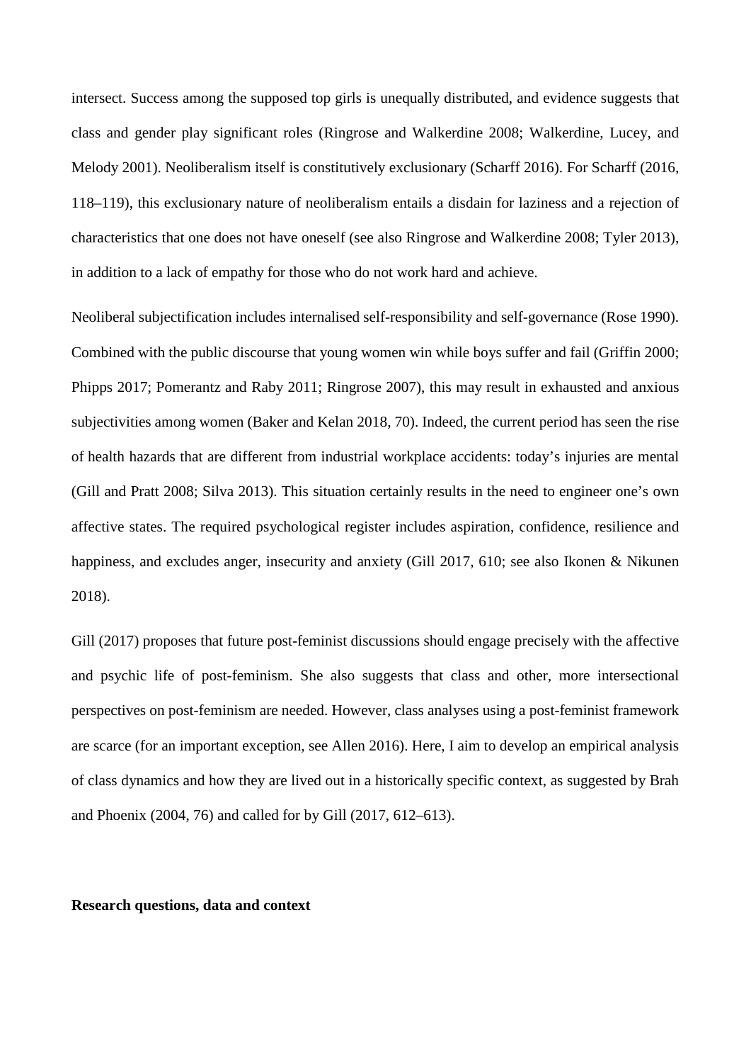intersect. Success among the supposed top girls is unequally distributed, and evidence suggests that class and gender play significant roles (Ringrose and Walkerdine 2008; Walkerdine, Lucey, and Melody 2001). Neoliberalism itself is constitutively exclusionary (Scharff 2016). For Scharff (2016, 118–119), this exclusionary nature of neoliberalism entails a disdain for laziness and a rejection of characteristics that one does not have oneself (see also Ringrose and Walkerdine 2008; Tyler 2013), in addition to a lack of empathy for those who do not work hard and achieve.

Neoliberal subjectification includes internalised self-responsibility and self-governance (Rose 1990). Combined with the public discourse that young women win while boys suffer and fail (Griffin 2000; Phipps 2017; Pomerantz and Raby 2011; Ringrose 2007), this may result in exhausted and anxious subjectivities among women (Baker and Kelan 2018, 70). Indeed, the current period has seen the rise of health hazards that are different from industrial workplace accidents: today's injuries are mental (Gill and Pratt 2008; Silva 2013). This situation certainly results in the need to engineer one's own affective states. The required psychological register includes aspiration, confidence, resilience and happiness, and excludes anger, insecurity and anxiety (Gill 2017, 610; see also Ikonen & Nikunen 2018).

Gill (2017) proposes that future post-feminist discussions should engage precisely with the affective and psychic life of post-feminism. She also suggests that class and other, more intersectional perspectives on post-feminism are needed. However, class analyses using a post-feminist framework are scarce (for an important exception, see Allen 2016). Here, I aim to develop an empirical analysis of class dynamics and how they are lived out in a historically specific context, as suggested by Brah and Phoenix (2004, 76) and called for by Gill (2017, 612–613).

**Research questions, data and context**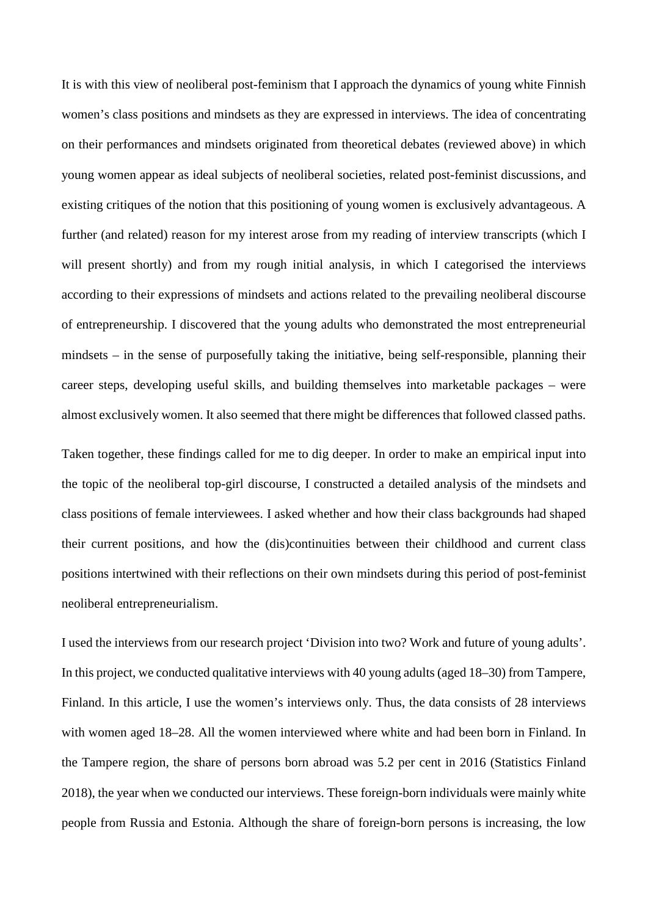It is with this view of neoliberal post-feminism that I approach the dynamics of young white Finnish women's class positions and mindsets as they are expressed in interviews. The idea of concentrating on their performances and mindsets originated from theoretical debates (reviewed above) in which young women appear as ideal subjects of neoliberal societies, related post-feminist discussions, and existing critiques of the notion that this positioning of young women is exclusively advantageous. A further (and related) reason for my interest arose from my reading of interview transcripts (which I will present shortly) and from my rough initial analysis, in which I categorised the interviews according to their expressions of mindsets and actions related to the prevailing neoliberal discourse of entrepreneurship. I discovered that the young adults who demonstrated the most entrepreneurial mindsets – in the sense of purposefully taking the initiative, being self-responsible, planning their career steps, developing useful skills, and building themselves into marketable packages – were almost exclusively women. It also seemed that there might be differences that followed classed paths.

Taken together, these findings called for me to dig deeper. In order to make an empirical input into the topic of the neoliberal top-girl discourse, I constructed a detailed analysis of the mindsets and class positions of female interviewees. I asked whether and how their class backgrounds had shaped their current positions, and how the (dis)continuities between their childhood and current class positions intertwined with their reflections on their own mindsets during this period of post-feminist neoliberal entrepreneurialism.

I used the interviews from our research project 'Division into two? Work and future of young adults'. In this project, we conducted qualitative interviews with 40 young adults (aged 18–30) from Tampere, Finland. In this article, I use the women's interviews only. Thus, the data consists of 28 interviews with women aged 18–28. All the women interviewed where white and had been born in Finland. In the Tampere region, the share of persons born abroad was 5.2 per cent in 2016 (Statistics Finland 2018), the year when we conducted our interviews. These foreign-born individuals were mainly white people from Russia and Estonia. Although the share of foreign-born persons is increasing, the low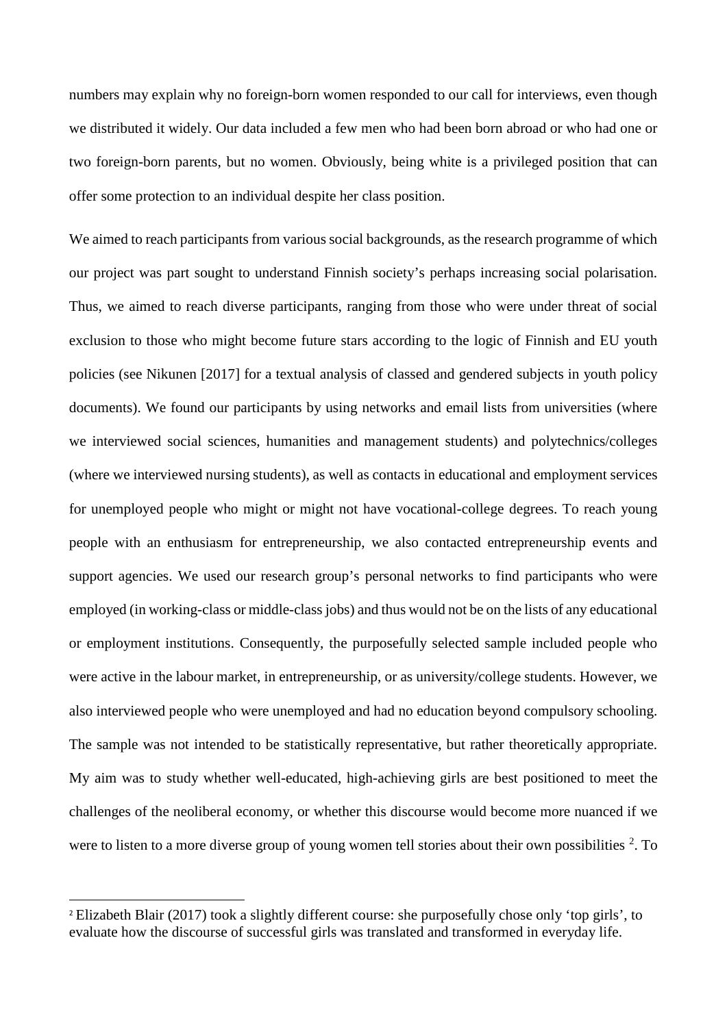numbers may explain why no foreign-born women responded to our call for interviews, even though we distributed it widely. Our data included a few men who had been born abroad or who had one or two foreign-born parents, but no women. Obviously, being white is a privileged position that can offer some protection to an individual despite her class position.

We aimed to reach participants from various social backgrounds, as the research programme of which our project was part sought to understand Finnish society's perhaps increasing social polarisation. Thus, we aimed to reach diverse participants, ranging from those who were under threat of social exclusion to those who might become future stars according to the logic of Finnish and EU youth policies (see Nikunen [2017] for a textual analysis of classed and gendered subjects in youth policy documents). We found our participants by using networks and email lists from universities (where we interviewed social sciences, humanities and management students) and polytechnics/colleges (where we interviewed nursing students), as well as contacts in educational and employment services for unemployed people who might or might not have vocational-college degrees. To reach young people with an enthusiasm for entrepreneurship, we also contacted entrepreneurship events and support agencies. We used our research group's personal networks to find participants who were employed (in working-class or middle-class jobs) and thus would not be on the lists of any educational or employment institutions. Consequently, the purposefully selected sample included people who were active in the labour market, in entrepreneurship, or as university/college students. However, we also interviewed people who were unemployed and had no education beyond compulsory schooling. The sample was not intended to be statistically representative, but rather theoretically appropriate. My aim was to study whether well-educated, high-achieving girls are best positioned to meet the challenges of the neoliberal economy, or whether this discourse would become more nuanced if we were to listen to a more diverse group of young women tell stories about their own possibilities [2]. To

[2] Elizabeth Blair (2017) took a slightly different course: she purposefully chose only 'top girls', to evaluate how the discourse of successful girls was translated and transformed in everyday life.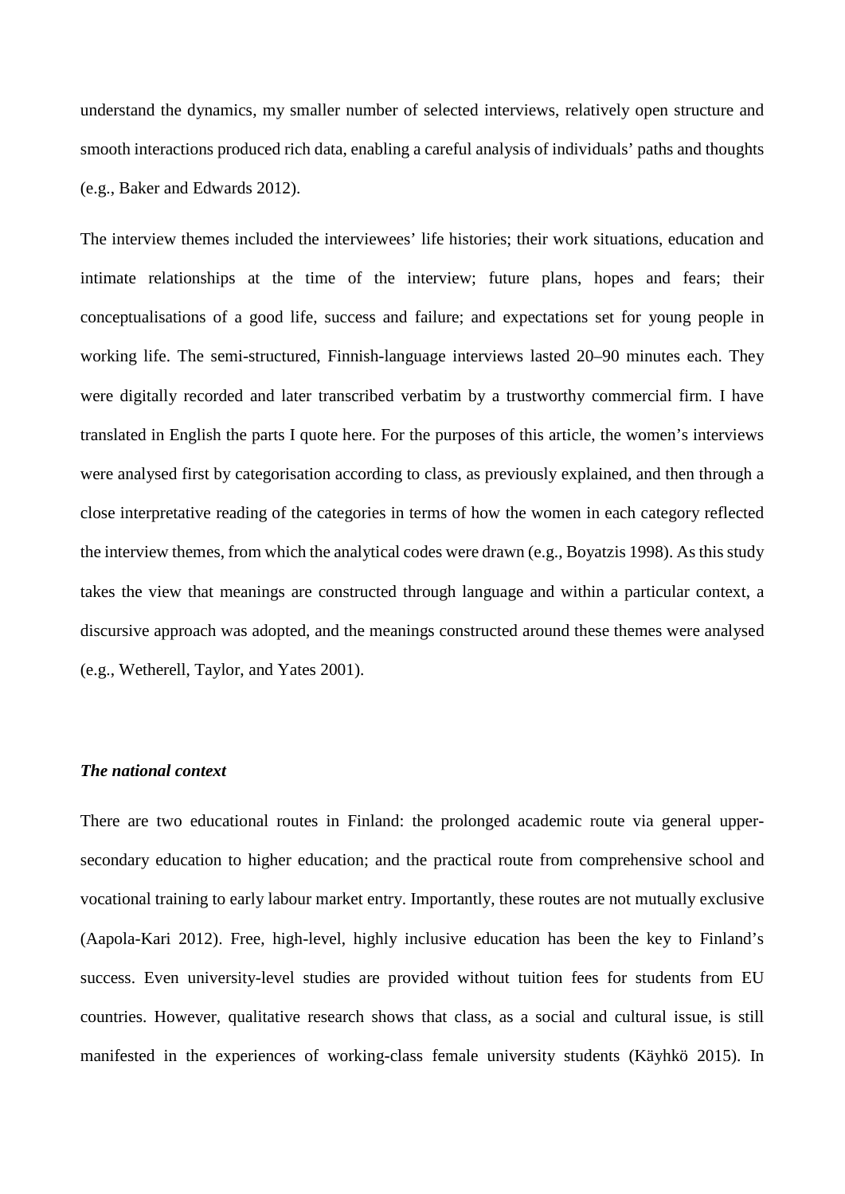understand the dynamics, my smaller number of selected interviews, relatively open structure and smooth interactions produced rich data, enabling a careful analysis of individuals' paths and thoughts (e.g., Baker and Edwards 2012).

The interview themes included the interviewees' life histories; their work situations, education and intimate relationships at the time of the interview; future plans, hopes and fears; their conceptualisations of a good life, success and failure; and expectations set for young people in working life. The semi-structured, Finnish-language interviews lasted 20–90 minutes each. They were digitally recorded and later transcribed verbatim by a trustworthy commercial firm. I have translated in English the parts I quote here. For the purposes of this article, the women's interviews were analysed first by categorisation according to class, as previously explained, and then through a close interpretative reading of the categories in terms of how the women in each category reflected the interview themes, from which the analytical codes were drawn (e.g., Boyatzis 1998). As this study takes the view that meanings are constructed through language and within a particular context, a discursive approach was adopted, and the meanings constructed around these themes were analysed (e.g., Wetherell, Taylor, and Yates 2001).

### *The national context*

There are two educational routes in Finland: the prolonged academic route via general upper-secondary education to higher education; and the practical route from comprehensive school and vocational training to early labour market entry. Importantly, these routes are not mutually exclusive (Aapola-Kari 2012). Free, high-level, highly inclusive education has been the key to Finland's success. Even university-level studies are provided without tuition fees for students from EU countries. However, qualitative research shows that class, as a social and cultural issue, is still manifested in the experiences of working-class female university students (Käyhkö 2015). In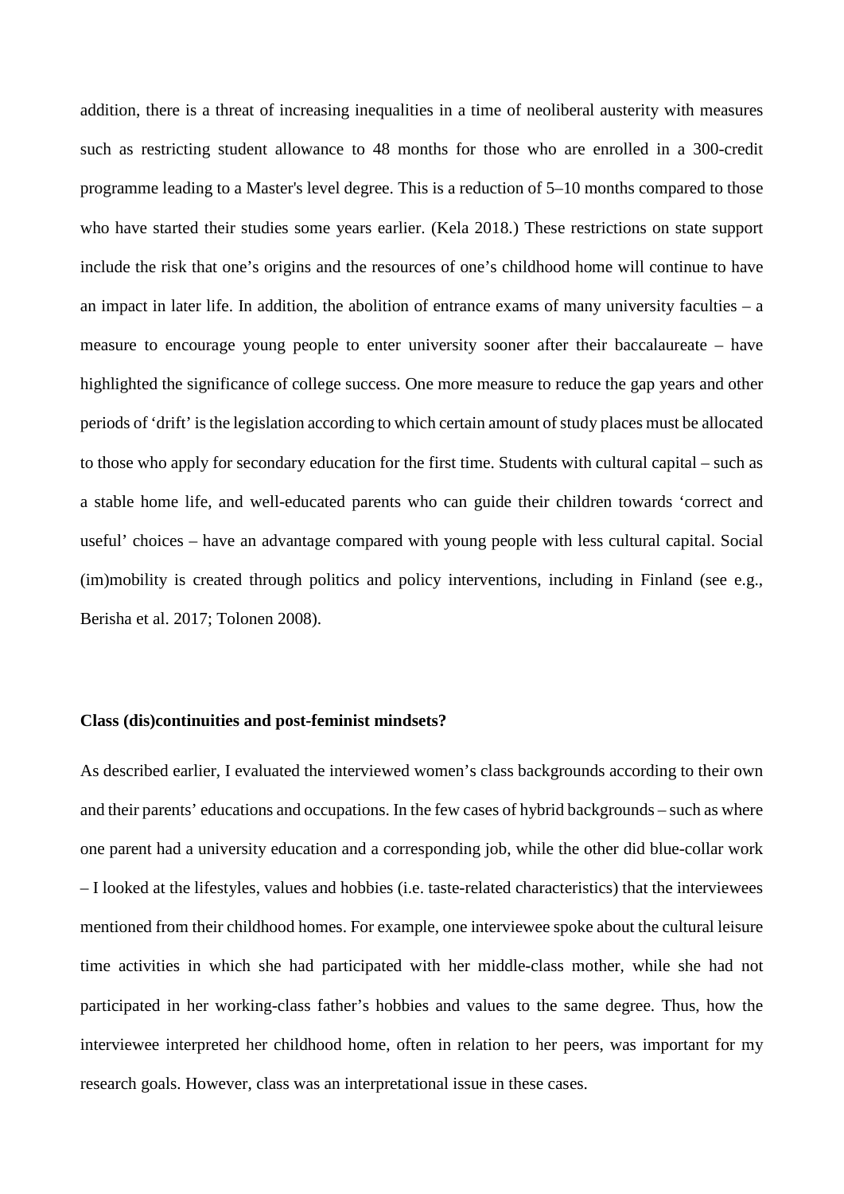addition, there is a threat of increasing inequalities in a time of neoliberal austerity with measures such as restricting student allowance to 48 months for those who are enrolled in a 300-credit programme leading to a Master's level degree. This is a reduction of 5–10 months compared to those who have started their studies some years earlier. (Kela 2018.) These restrictions on state support include the risk that one's origins and the resources of one's childhood home will continue to have an impact in later life. In addition, the abolition of entrance exams of many university faculties – a measure to encourage young people to enter university sooner after their baccalaureate – have highlighted the significance of college success. One more measure to reduce the gap years and other periods of 'drift' is the legislation according to which certain amount of study places must be allocated to those who apply for secondary education for the first time. Students with cultural capital – such as a stable home life, and well-educated parents who can guide their children towards 'correct and useful' choices – have an advantage compared with young people with less cultural capital. Social (im)mobility is created through politics and policy interventions, including in Finland (see e.g., Berisha et al. 2017; Tolonen 2008).

**Class (dis)continuities and post-feminist mindsets?**

As described earlier, I evaluated the interviewed women's class backgrounds according to their own and their parents' educations and occupations. In the few cases of hybrid backgrounds – such as where one parent had a university education and a corresponding job, while the other did blue-collar work – I looked at the lifestyles, values and hobbies (i.e. taste-related characteristics) that the interviewees mentioned from their childhood homes. For example, one interviewee spoke about the cultural leisure time activities in which she had participated with her middle-class mother, while she had not participated in her working-class father's hobbies and values to the same degree. Thus, how the interviewee interpreted her childhood home, often in relation to her peers, was important for my research goals. However, class was an interpretational issue in these cases.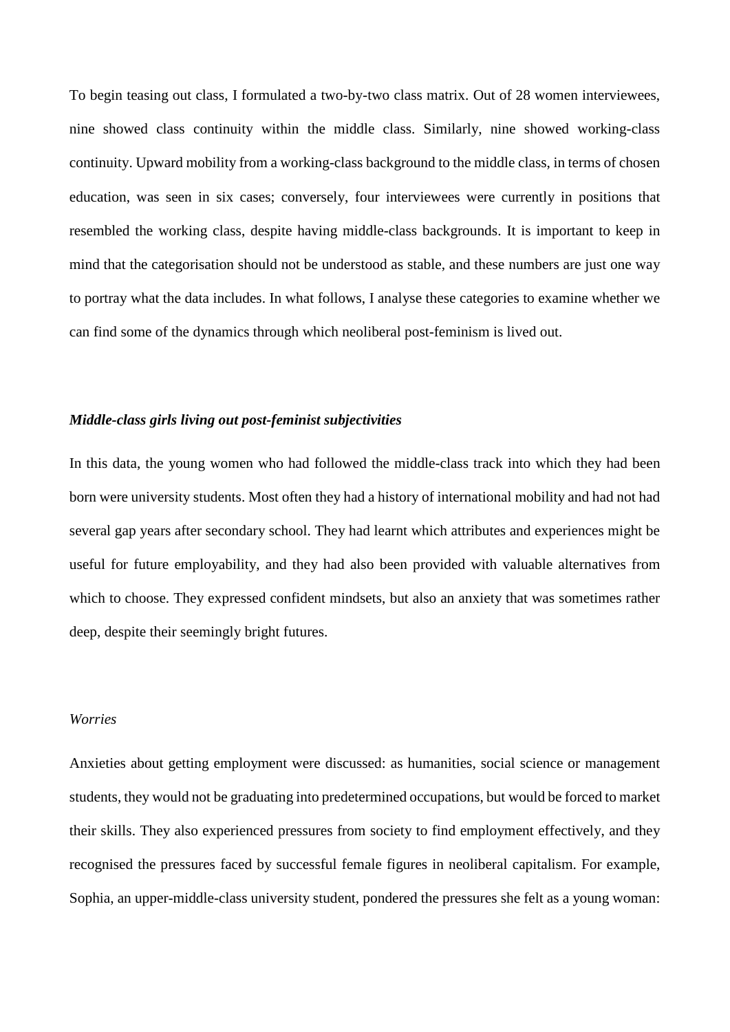To begin teasing out class, I formulated a two-by-two class matrix. Out of 28 women interviewees, nine showed class continuity within the middle class. Similarly, nine showed working-class continuity. Upward mobility from a working-class background to the middle class, in terms of chosen education, was seen in six cases; conversely, four interviewees were currently in positions that resembled the working class, despite having middle-class backgrounds. It is important to keep in mind that the categorisation should not be understood as stable, and these numbers are just one way to portray what the data includes. In what follows, I analyse these categories to examine whether we can find some of the dynamics through which neoliberal post-feminism is lived out.

### ***Middle-class girls living out post-feminist subjectivities***

In this data, the young women who had followed the middle-class track into which they had been born were university students. Most often they had a history of international mobility and had not had several gap years after secondary school. They had learnt which attributes and experiences might be useful for future employability, and they had also been provided with valuable alternatives from which to choose. They expressed confident mindsets, but also an anxiety that was sometimes rather deep, despite their seemingly bright futures.

#### *Worries*

Anxieties about getting employment were discussed: as humanities, social science or management students, they would not be graduating into predetermined occupations, but would be forced to market their skills. They also experienced pressures from society to find employment effectively, and they recognised the pressures faced by successful female figures in neoliberal capitalism. For example, Sophia, an upper-middle-class university student, pondered the pressures she felt as a young woman: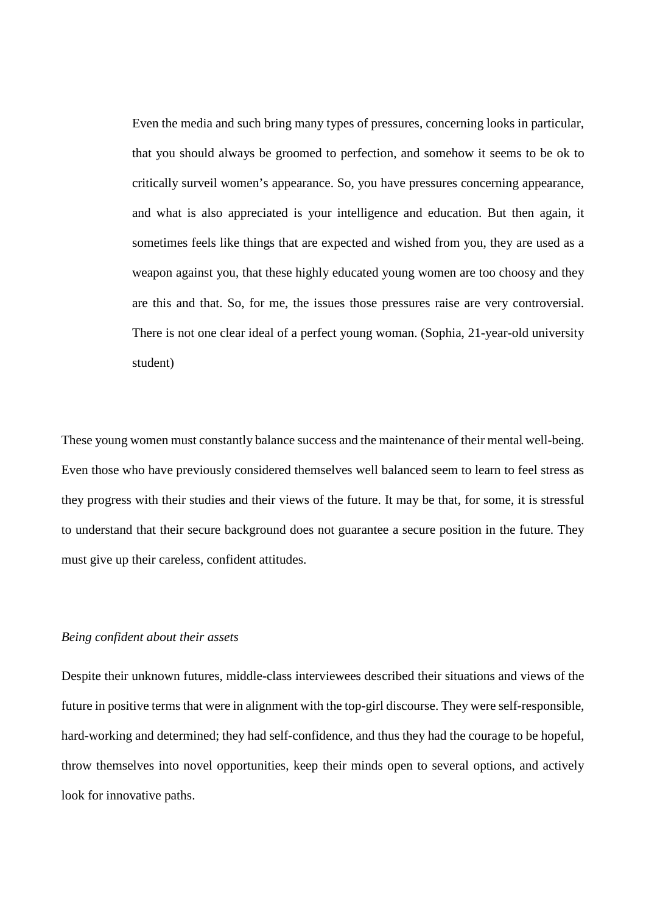> Even the media and such bring many types of pressures, concerning looks in particular, that you should always be groomed to perfection, and somehow it seems to be ok to critically surveil women's appearance. So, you have pressures concerning appearance, and what is also appreciated is your intelligence and education. But then again, it sometimes feels like things that are expected and wished from you, they are used as a weapon against you, that these highly educated young women are too choosy and they are this and that. So, for me, the issues those pressures raise are very controversial. There is not one clear ideal of a perfect young woman. (Sophia, 21-year-old university student)

These young women must constantly balance success and the maintenance of their mental well-being. Even those who have previously considered themselves well balanced seem to learn to feel stress as they progress with their studies and their views of the future. It may be that, for some, it is stressful to understand that their secure background does not guarantee a secure position in the future. They must give up their careless, confident attitudes.

*Being confident about their assets*

Despite their unknown futures, middle-class interviewees described their situations and views of the future in positive terms that were in alignment with the top-girl discourse. They were self-responsible, hard-working and determined; they had self-confidence, and thus they had the courage to be hopeful, throw themselves into novel opportunities, keep their minds open to several options, and actively look for innovative paths.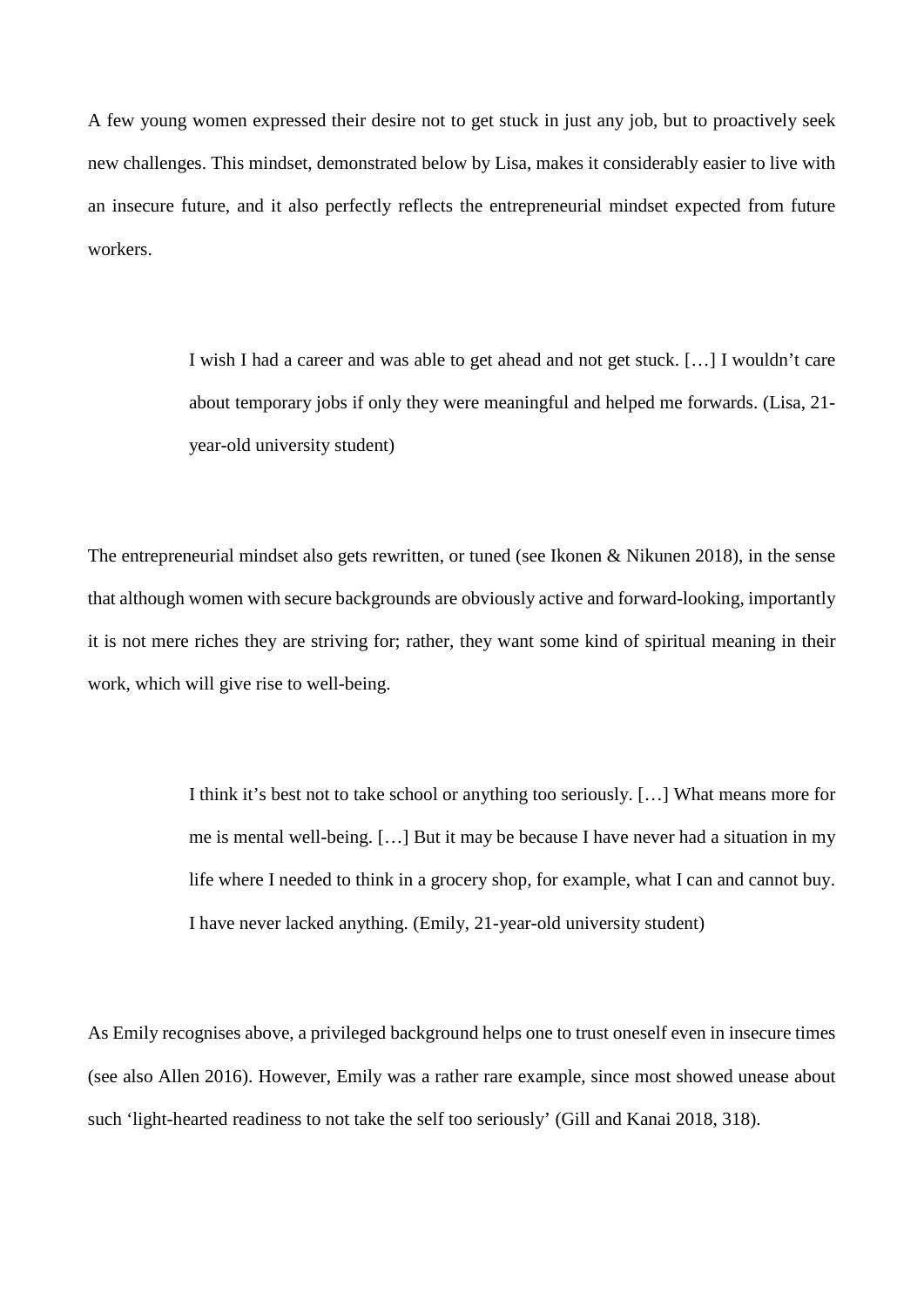A few young women expressed their desire not to get stuck in just any job, but to proactively seek new challenges. This mindset, demonstrated below by Lisa, makes it considerably easier to live with an insecure future, and it also perfectly reflects the entrepreneurial mindset expected from future workers.

> I wish I had a career and was able to get ahead and not get stuck. […] I wouldn't care about temporary jobs if only they were meaningful and helped me forwards. (Lisa, 21-year-old university student)

The entrepreneurial mindset also gets rewritten, or tuned (see Ikonen & Nikunen 2018), in the sense that although women with secure backgrounds are obviously active and forward-looking, importantly it is not mere riches they are striving for; rather, they want some kind of spiritual meaning in their work, which will give rise to well-being.

> I think it's best not to take school or anything too seriously. […] What means more for me is mental well-being. […] But it may be because I have never had a situation in my life where I needed to think in a grocery shop, for example, what I can and cannot buy. I have never lacked anything. (Emily, 21-year-old university student)

As Emily recognises above, a privileged background helps one to trust oneself even in insecure times (see also Allen 2016). However, Emily was a rather rare example, since most showed unease about such 'light-hearted readiness to not take the self too seriously' (Gill and Kanai 2018, 318).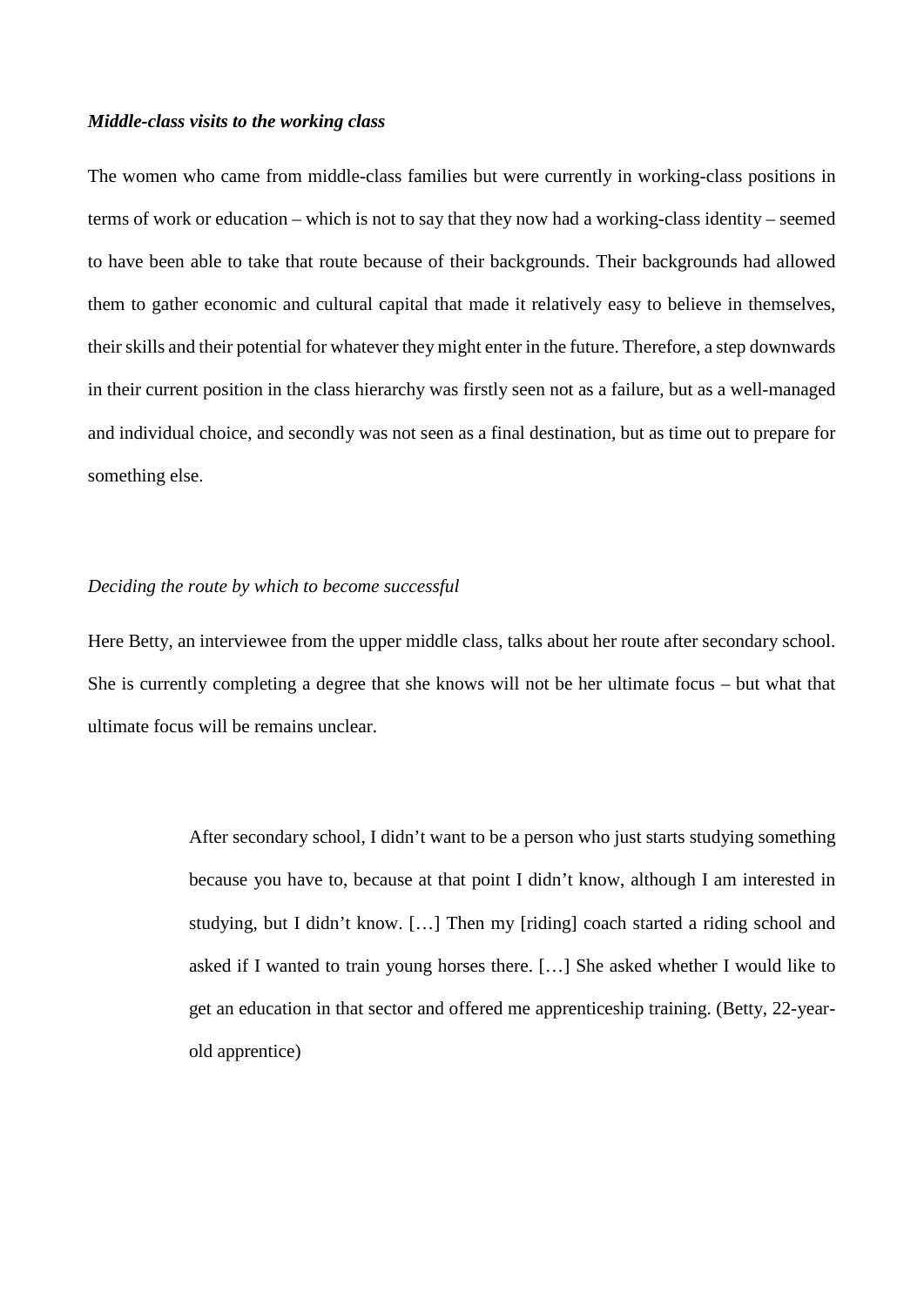### ***Middle-class visits to the working class***

The women who came from middle-class families but were currently in working-class positions in terms of work or education – which is not to say that they now had a working-class identity – seemed to have been able to take that route because of their backgrounds. Their backgrounds had allowed them to gather economic and cultural capital that made it relatively easy to believe in themselves, their skills and their potential for whatever they might enter in the future. Therefore, a step downwards in their current position in the class hierarchy was firstly seen not as a failure, but as a well-managed and individual choice, and secondly was not seen as a final destination, but as time out to prepare for something else.

#### *Deciding the route by which to become successful*

Here Betty, an interviewee from the upper middle class, talks about her route after secondary school. She is currently completing a degree that she knows will not be her ultimate focus – but what that ultimate focus will be remains unclear.

> After secondary school, I didn't want to be a person who just starts studying something because you have to, because at that point I didn't know, although I am interested in studying, but I didn't know. […] Then my [riding] coach started a riding school and asked if I wanted to train young horses there. […] She asked whether I would like to get an education in that sector and offered me apprenticeship training. (Betty, 22-year-old apprentice)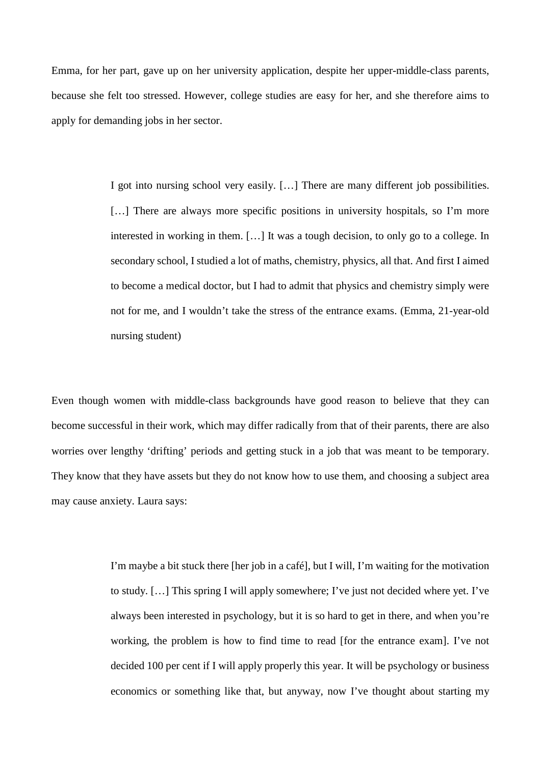Emma, for her part, gave up on her university application, despite her upper-middle-class parents, because she felt too stressed. However, college studies are easy for her, and she therefore aims to apply for demanding jobs in her sector.

> I got into nursing school very easily. […] There are many different job possibilities. […] There are always more specific positions in university hospitals, so I'm more interested in working in them. […] It was a tough decision, to only go to a college. In secondary school, I studied a lot of maths, chemistry, physics, all that. And first I aimed to become a medical doctor, but I had to admit that physics and chemistry simply were not for me, and I wouldn't take the stress of the entrance exams. (Emma, 21-year-old nursing student)

Even though women with middle-class backgrounds have good reason to believe that they can become successful in their work, which may differ radically from that of their parents, there are also worries over lengthy 'drifting' periods and getting stuck in a job that was meant to be temporary. They know that they have assets but they do not know how to use them, and choosing a subject area may cause anxiety. Laura says:

> I'm maybe a bit stuck there [her job in a café], but I will, I'm waiting for the motivation to study. […] This spring I will apply somewhere; I've just not decided where yet. I've always been interested in psychology, but it is so hard to get in there, and when you're working, the problem is how to find time to read [for the entrance exam]. I've not decided 100 per cent if I will apply properly this year. It will be psychology or business economics or something like that, but anyway, now I've thought about starting my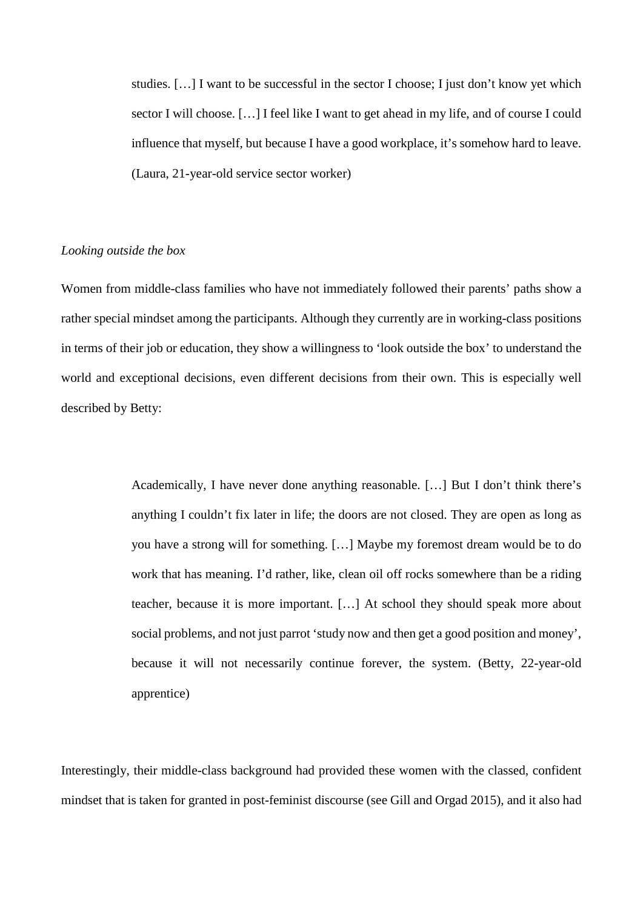> studies. […] I want to be successful in the sector I choose; I just don't know yet which sector I will choose. […] I feel like I want to get ahead in my life, and of course I could influence that myself, but because I have a good workplace, it's somehow hard to leave. (Laura, 21-year-old service sector worker)

*Looking outside the box*

Women from middle-class families who have not immediately followed their parents' paths show a rather special mindset among the participants. Although they currently are in working-class positions in terms of their job or education, they show a willingness to 'look outside the box' to understand the world and exceptional decisions, even different decisions from their own. This is especially well described by Betty:

> Academically, I have never done anything reasonable. […] But I don't think there's anything I couldn't fix later in life; the doors are not closed. They are open as long as you have a strong will for something. […] Maybe my foremost dream would be to do work that has meaning. I'd rather, like, clean oil off rocks somewhere than be a riding teacher, because it is more important. […] At school they should speak more about social problems, and not just parrot 'study now and then get a good position and money', because it will not necessarily continue forever, the system. (Betty, 22-year-old apprentice)

Interestingly, their middle-class background had provided these women with the classed, confident mindset that is taken for granted in post-feminist discourse (see Gill and Orgad 2015), and it also had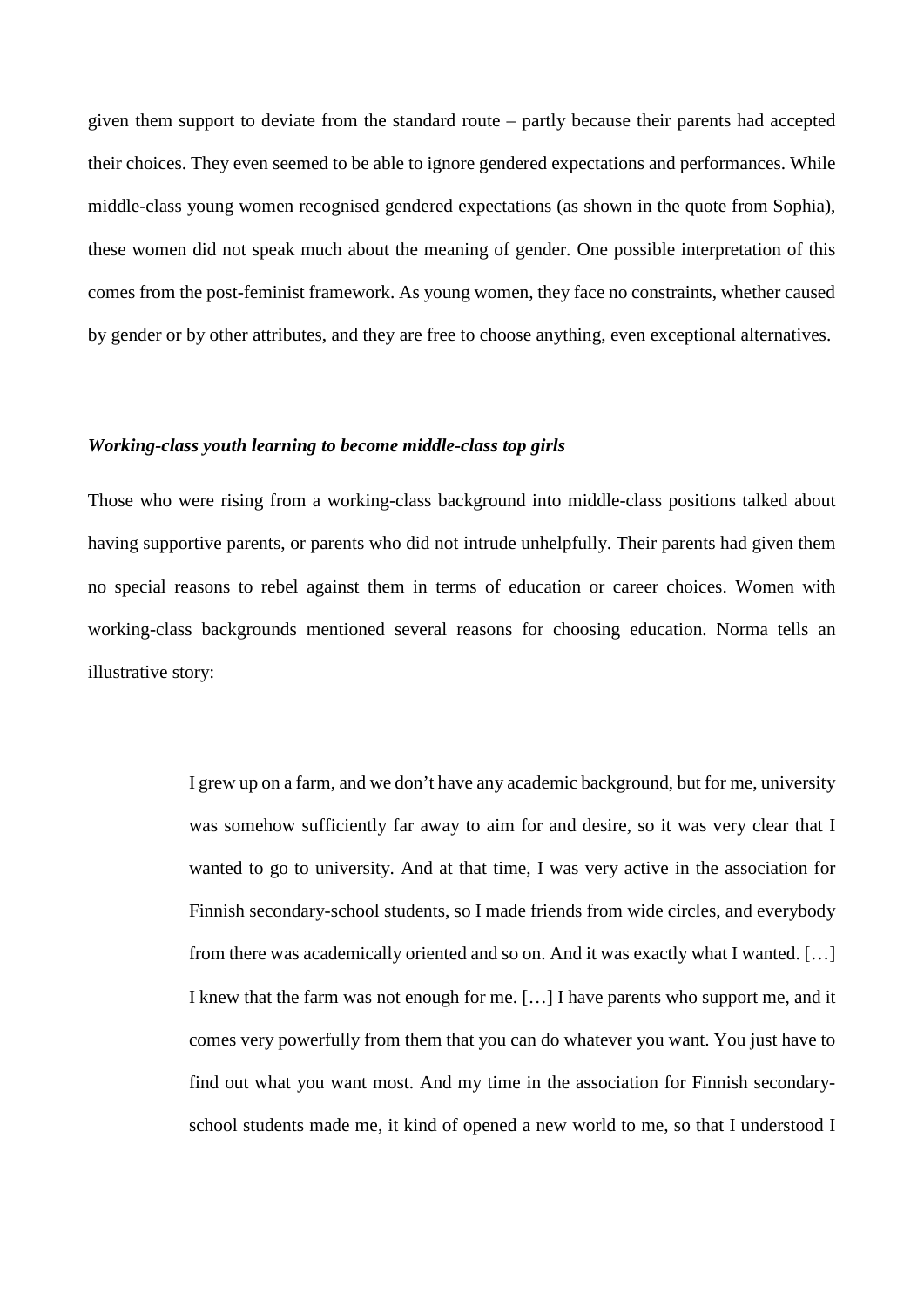given them support to deviate from the standard route – partly because their parents had accepted their choices. They even seemed to be able to ignore gendered expectations and performances. While middle-class young women recognised gendered expectations (as shown in the quote from Sophia), these women did not speak much about the meaning of gender. One possible interpretation of this comes from the post-feminist framework. As young women, they face no constraints, whether caused by gender or by other attributes, and they are free to choose anything, even exceptional alternatives.

### *Working-class youth learning to become middle-class top girls*

Those who were rising from a working-class background into middle-class positions talked about having supportive parents, or parents who did not intrude unhelpfully. Their parents had given them no special reasons to rebel against them in terms of education or career choices. Women with working-class backgrounds mentioned several reasons for choosing education. Norma tells an illustrative story:

> I grew up on a farm, and we don't have any academic background, but for me, university was somehow sufficiently far away to aim for and desire, so it was very clear that I wanted to go to university. And at that time, I was very active in the association for Finnish secondary-school students, so I made friends from wide circles, and everybody from there was academically oriented and so on. And it was exactly what I wanted. […] I knew that the farm was not enough for me. […] I have parents who support me, and it comes very powerfully from them that you can do whatever you want. You just have to find out what you want most. And my time in the association for Finnish secondary-school students made me, it kind of opened a new world to me, so that I understood I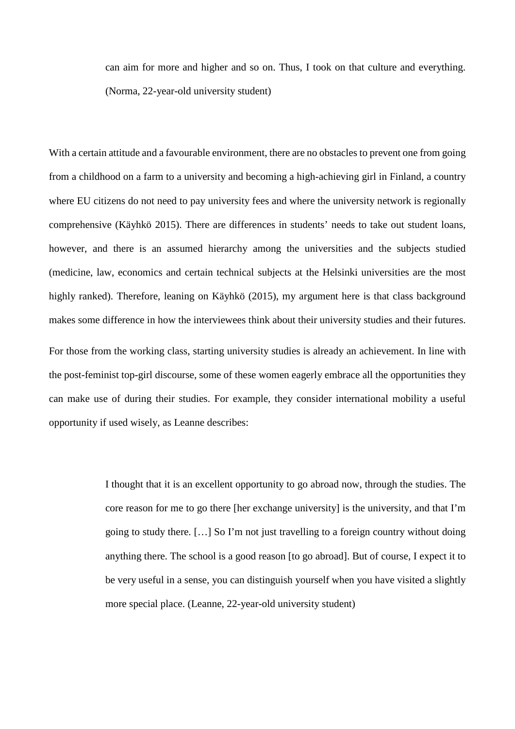> can aim for more and higher and so on. Thus, I took on that culture and everything. (Norma, 22-year-old university student)

With a certain attitude and a favourable environment, there are no obstacles to prevent one from going from a childhood on a farm to a university and becoming a high-achieving girl in Finland, a country where EU citizens do not need to pay university fees and where the university network is regionally comprehensive (Käyhkö 2015). There are differences in students' needs to take out student loans, however, and there is an assumed hierarchy among the universities and the subjects studied (medicine, law, economics and certain technical subjects at the Helsinki universities are the most highly ranked). Therefore, leaning on Käyhkö (2015), my argument here is that class background makes some difference in how the interviewees think about their university studies and their futures.

For those from the working class, starting university studies is already an achievement. In line with the post-feminist top-girl discourse, some of these women eagerly embrace all the opportunities they can make use of during their studies. For example, they consider international mobility a useful opportunity if used wisely, as Leanne describes:

> I thought that it is an excellent opportunity to go abroad now, through the studies. The core reason for me to go there [her exchange university] is the university, and that I'm going to study there. […] So I'm not just travelling to a foreign country without doing anything there. The school is a good reason [to go abroad]. But of course, I expect it to be very useful in a sense, you can distinguish yourself when you have visited a slightly more special place. (Leanne, 22-year-old university student)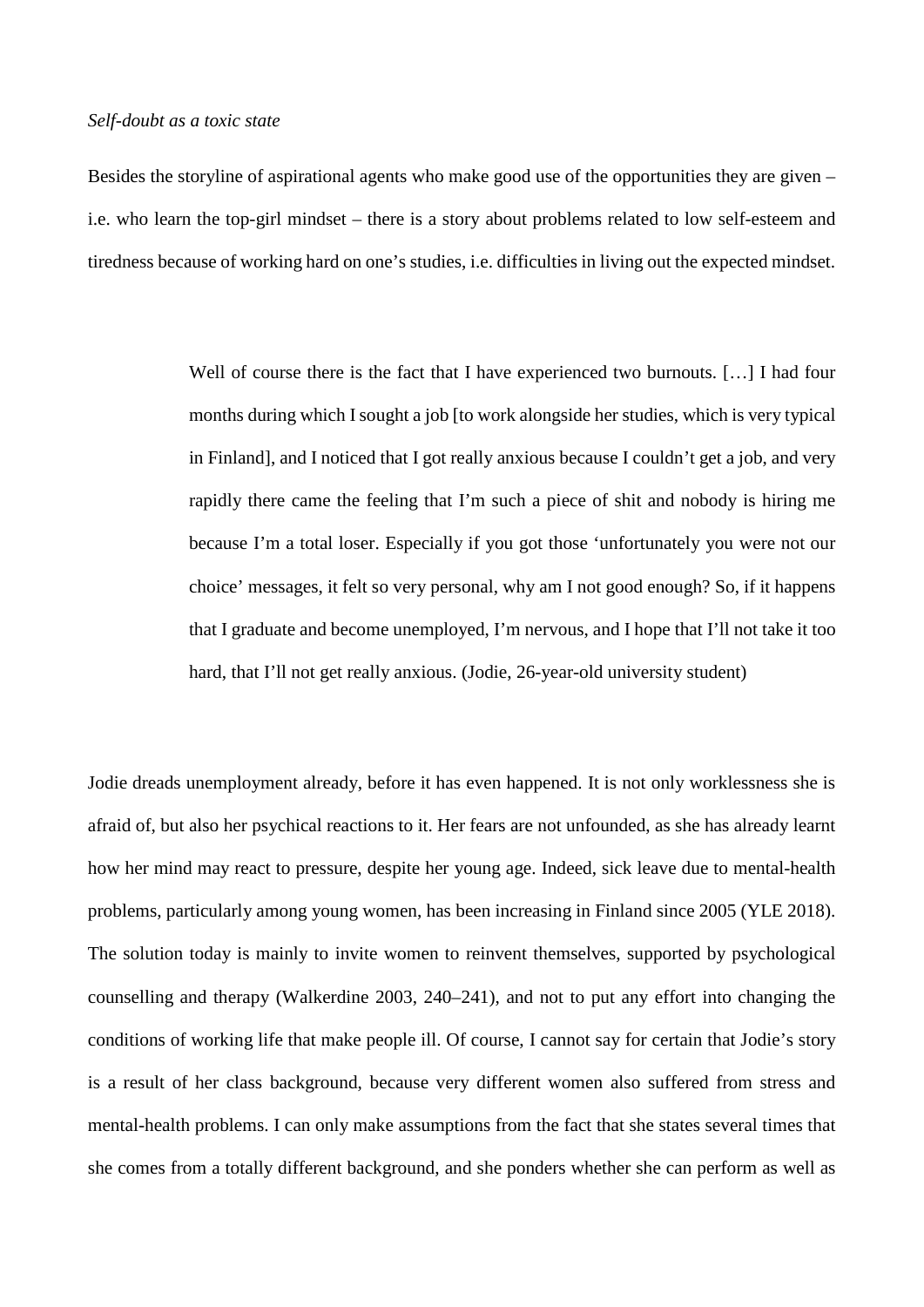*Self-doubt as a toxic state*

Besides the storyline of aspirational agents who make good use of the opportunities they are given – i.e. who learn the top-girl mindset – there is a story about problems related to low self-esteem and tiredness because of working hard on one's studies, i.e. difficulties in living out the expected mindset.

> Well of course there is the fact that I have experienced two burnouts. […] I had four months during which I sought a job [to work alongside her studies, which is very typical in Finland], and I noticed that I got really anxious because I couldn't get a job, and very rapidly there came the feeling that I'm such a piece of shit and nobody is hiring me because I'm a total loser. Especially if you got those 'unfortunately you were not our choice' messages, it felt so very personal, why am I not good enough? So, if it happens that I graduate and become unemployed, I'm nervous, and I hope that I'll not take it too hard, that I'll not get really anxious. (Jodie, 26-year-old university student)

Jodie dreads unemployment already, before it has even happened. It is not only worklessness she is afraid of, but also her psychical reactions to it. Her fears are not unfounded, as she has already learnt how her mind may react to pressure, despite her young age. Indeed, sick leave due to mental-health problems, particularly among young women, has been increasing in Finland since 2005 (YLE 2018). The solution today is mainly to invite women to reinvent themselves, supported by psychological counselling and therapy (Walkerdine 2003, 240–241), and not to put any effort into changing the conditions of working life that make people ill. Of course, I cannot say for certain that Jodie's story is a result of her class background, because very different women also suffered from stress and mental-health problems. I can only make assumptions from the fact that she states several times that she comes from a totally different background, and she ponders whether she can perform as well as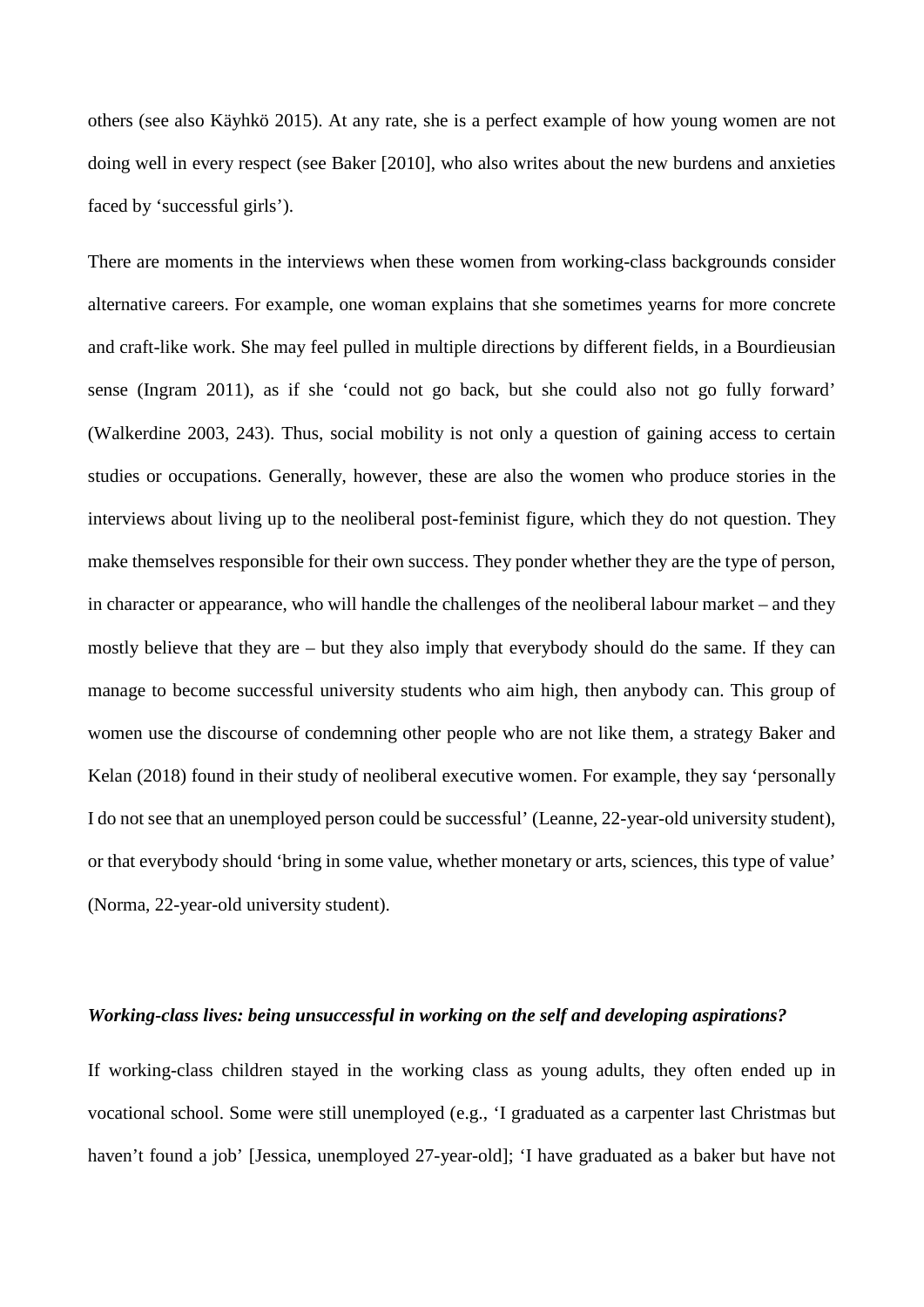others (see also Käyhkö 2015). At any rate, she is a perfect example of how young women are not doing well in every respect (see Baker [2010], who also writes about the new burdens and anxieties faced by 'successful girls').

There are moments in the interviews when these women from working-class backgrounds consider alternative careers. For example, one woman explains that she sometimes yearns for more concrete and craft-like work. She may feel pulled in multiple directions by different fields, in a Bourdieusian sense (Ingram 2011), as if she 'could not go back, but she could also not go fully forward' (Walkerdine 2003, 243). Thus, social mobility is not only a question of gaining access to certain studies or occupations. Generally, however, these are also the women who produce stories in the interviews about living up to the neoliberal post-feminist figure, which they do not question. They make themselves responsible for their own success. They ponder whether they are the type of person, in character or appearance, who will handle the challenges of the neoliberal labour market – and they mostly believe that they are – but they also imply that everybody should do the same. If they can manage to become successful university students who aim high, then anybody can. This group of women use the discourse of condemning other people who are not like them, a strategy Baker and Kelan (2018) found in their study of neoliberal executive women. For example, they say 'personally I do not see that an unemployed person could be successful' (Leanne, 22-year-old university student), or that everybody should 'bring in some value, whether monetary or arts, sciences, this type of value' (Norma, 22-year-old university student).

### *Working-class lives: being unsuccessful in working on the self and developing aspirations?*

If working-class children stayed in the working class as young adults, they often ended up in vocational school. Some were still unemployed (e.g., 'I graduated as a carpenter last Christmas but haven't found a job' [Jessica, unemployed 27-year-old]; 'I have graduated as a baker but have not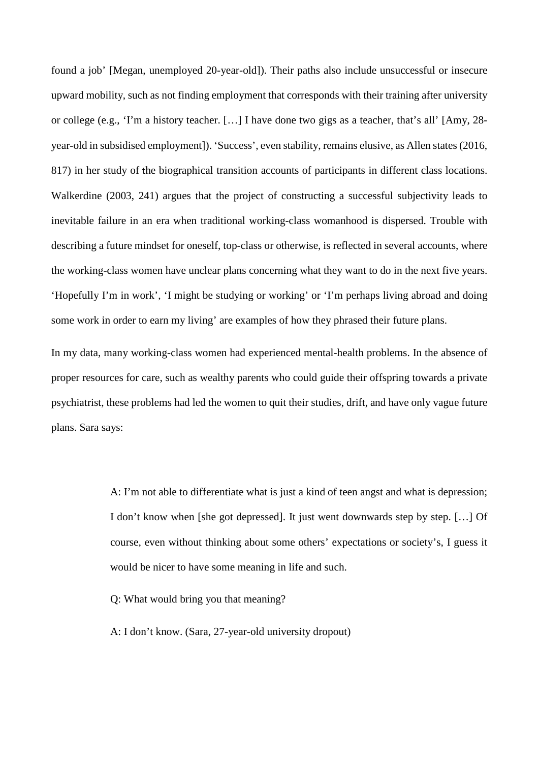found a job' [Megan, unemployed 20-year-old]). Their paths also include unsuccessful or insecure upward mobility, such as not finding employment that corresponds with their training after university or college (e.g., 'I'm a history teacher. […] I have done two gigs as a teacher, that's all' [Amy, 28-year-old in subsidised employment]). 'Success', even stability, remains elusive, as Allen states (2016, 817) in her study of the biographical transition accounts of participants in different class locations. Walkerdine (2003, 241) argues that the project of constructing a successful subjectivity leads to inevitable failure in an era when traditional working-class womanhood is dispersed. Trouble with describing a future mindset for oneself, top-class or otherwise, is reflected in several accounts, where the working-class women have unclear plans concerning what they want to do in the next five years. 'Hopefully I'm in work', 'I might be studying or working' or 'I'm perhaps living abroad and doing some work in order to earn my living' are examples of how they phrased their future plans.

In my data, many working-class women had experienced mental-health problems. In the absence of proper resources for care, such as wealthy parents who could guide their offspring towards a private psychiatrist, these problems had led the women to quit their studies, drift, and have only vague future plans. Sara says:

> A: I'm not able to differentiate what is just a kind of teen angst and what is depression; I don't know when [she got depressed]. It just went downwards step by step. […] Of course, even without thinking about some others' expectations or society's, I guess it would be nicer to have some meaning in life and such.
>
> Q: What would bring you that meaning?
>
> A: I don't know. (Sara, 27-year-old university dropout)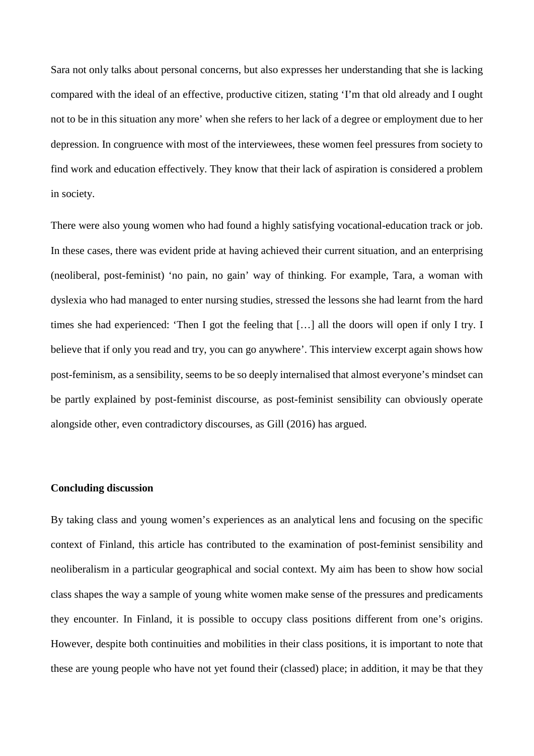Sara not only talks about personal concerns, but also expresses her understanding that she is lacking compared with the ideal of an effective, productive citizen, stating 'I'm that old already and I ought not to be in this situation any more' when she refers to her lack of a degree or employment due to her depression. In congruence with most of the interviewees, these women feel pressures from society to find work and education effectively. They know that their lack of aspiration is considered a problem in society.

There were also young women who had found a highly satisfying vocational-education track or job. In these cases, there was evident pride at having achieved their current situation, and an enterprising (neoliberal, post-feminist) 'no pain, no gain' way of thinking. For example, Tara, a woman with dyslexia who had managed to enter nursing studies, stressed the lessons she had learnt from the hard times she had experienced: 'Then I got the feeling that […] all the doors will open if only I try. I believe that if only you read and try, you can go anywhere'. This interview excerpt again shows how post-feminism, as a sensibility, seems to be so deeply internalised that almost everyone's mindset can be partly explained by post-feminist discourse, as post-feminist sensibility can obviously operate alongside other, even contradictory discourses, as Gill (2016) has argued.

**Concluding discussion**

By taking class and young women's experiences as an analytical lens and focusing on the specific context of Finland, this article has contributed to the examination of post-feminist sensibility and neoliberalism in a particular geographical and social context. My aim has been to show how social class shapes the way a sample of young white women make sense of the pressures and predicaments they encounter. In Finland, it is possible to occupy class positions different from one's origins. However, despite both continuities and mobilities in their class positions, it is important to note that these are young people who have not yet found their (classed) place; in addition, it may be that they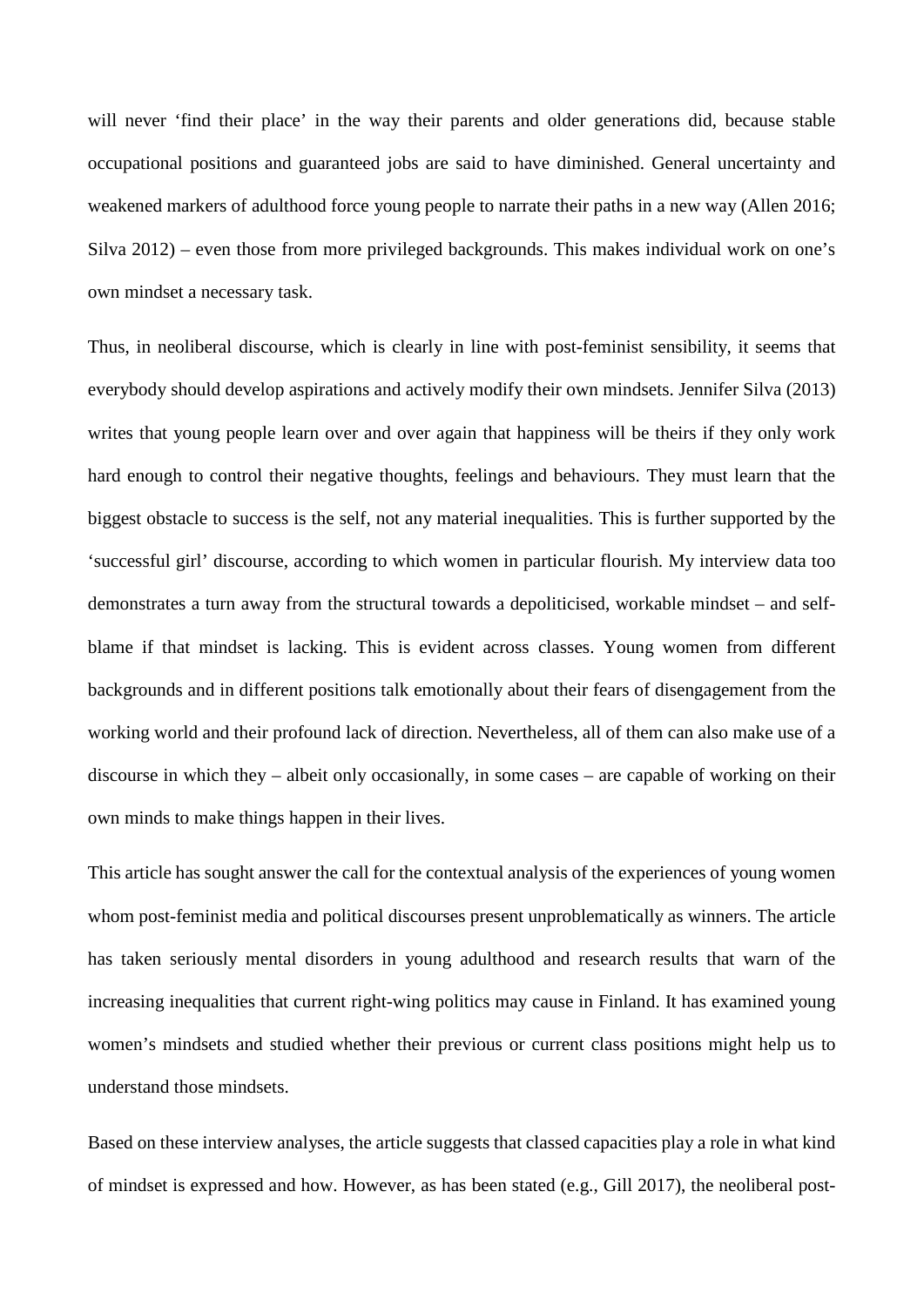will never 'find their place' in the way their parents and older generations did, because stable occupational positions and guaranteed jobs are said to have diminished. General uncertainty and weakened markers of adulthood force young people to narrate their paths in a new way (Allen 2016; Silva 2012) – even those from more privileged backgrounds. This makes individual work on one's own mindset a necessary task.

Thus, in neoliberal discourse, which is clearly in line with post-feminist sensibility, it seems that everybody should develop aspirations and actively modify their own mindsets. Jennifer Silva (2013) writes that young people learn over and over again that happiness will be theirs if they only work hard enough to control their negative thoughts, feelings and behaviours. They must learn that the biggest obstacle to success is the self, not any material inequalities. This is further supported by the 'successful girl' discourse, according to which women in particular flourish. My interview data too demonstrates a turn away from the structural towards a depoliticised, workable mindset – and self-blame if that mindset is lacking. This is evident across classes. Young women from different backgrounds and in different positions talk emotionally about their fears of disengagement from the working world and their profound lack of direction. Nevertheless, all of them can also make use of a discourse in which they – albeit only occasionally, in some cases – are capable of working on their own minds to make things happen in their lives.

This article has sought answer the call for the contextual analysis of the experiences of young women whom post-feminist media and political discourses present unproblematically as winners. The article has taken seriously mental disorders in young adulthood and research results that warn of the increasing inequalities that current right-wing politics may cause in Finland. It has examined young women's mindsets and studied whether their previous or current class positions might help us to understand those mindsets.

Based on these interview analyses, the article suggests that classed capacities play a role in what kind of mindset is expressed and how. However, as has been stated (e.g., Gill 2017), the neoliberal post-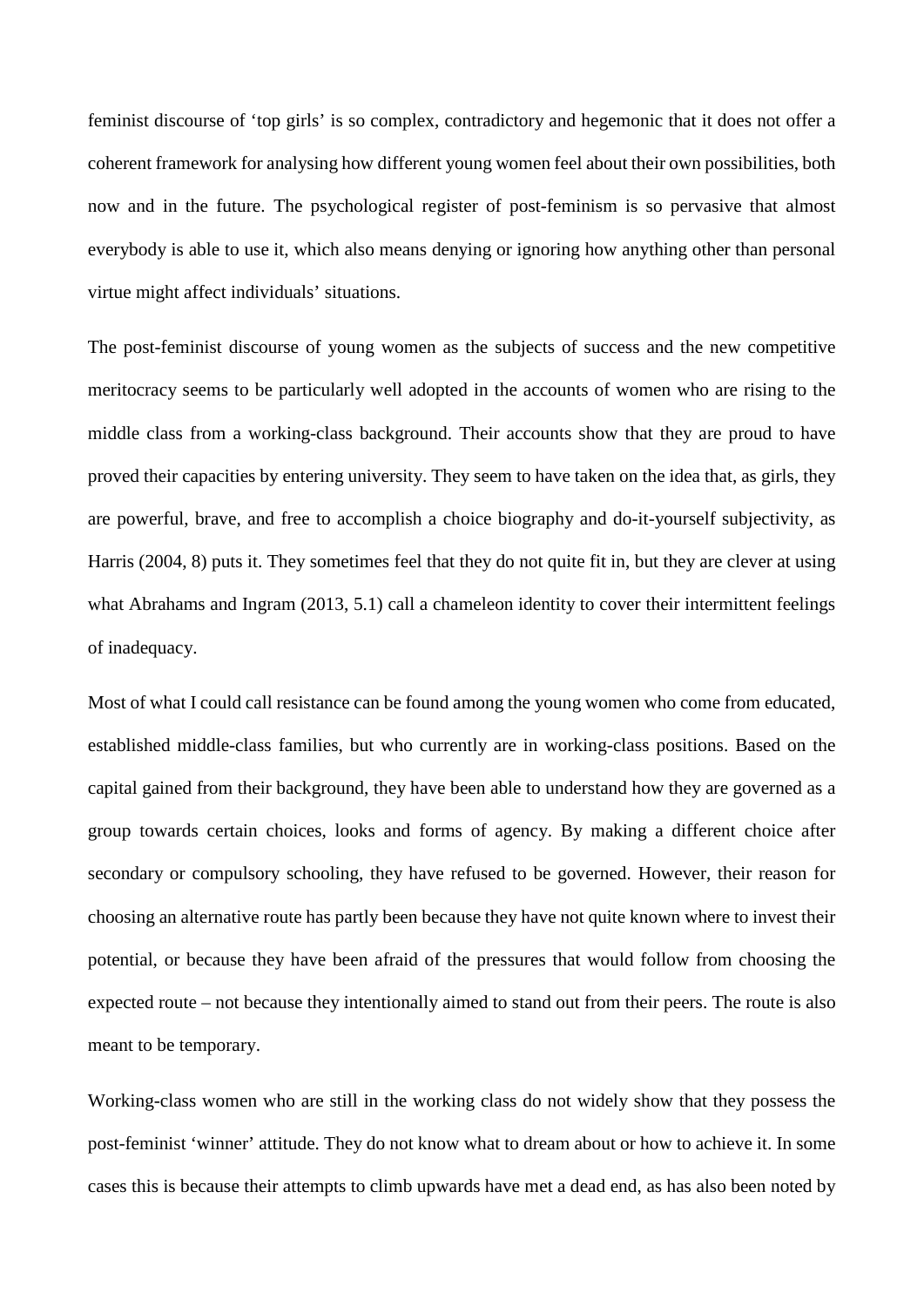feminist discourse of 'top girls' is so complex, contradictory and hegemonic that it does not offer a coherent framework for analysing how different young women feel about their own possibilities, both now and in the future. The psychological register of post-feminism is so pervasive that almost everybody is able to use it, which also means denying or ignoring how anything other than personal virtue might affect individuals' situations.

The post-feminist discourse of young women as the subjects of success and the new competitive meritocracy seems to be particularly well adopted in the accounts of women who are rising to the middle class from a working-class background. Their accounts show that they are proud to have proved their capacities by entering university. They seem to have taken on the idea that, as girls, they are powerful, brave, and free to accomplish a choice biography and do-it-yourself subjectivity, as Harris (2004, 8) puts it. They sometimes feel that they do not quite fit in, but they are clever at using what Abrahams and Ingram (2013, 5.1) call a chameleon identity to cover their intermittent feelings of inadequacy.

Most of what I could call resistance can be found among the young women who come from educated, established middle-class families, but who currently are in working-class positions. Based on the capital gained from their background, they have been able to understand how they are governed as a group towards certain choices, looks and forms of agency. By making a different choice after secondary or compulsory schooling, they have refused to be governed. However, their reason for choosing an alternative route has partly been because they have not quite known where to invest their potential, or because they have been afraid of the pressures that would follow from choosing the expected route – not because they intentionally aimed to stand out from their peers. The route is also meant to be temporary.

Working-class women who are still in the working class do not widely show that they possess the post-feminist 'winner' attitude. They do not know what to dream about or how to achieve it. In some cases this is because their attempts to climb upwards have met a dead end, as has also been noted by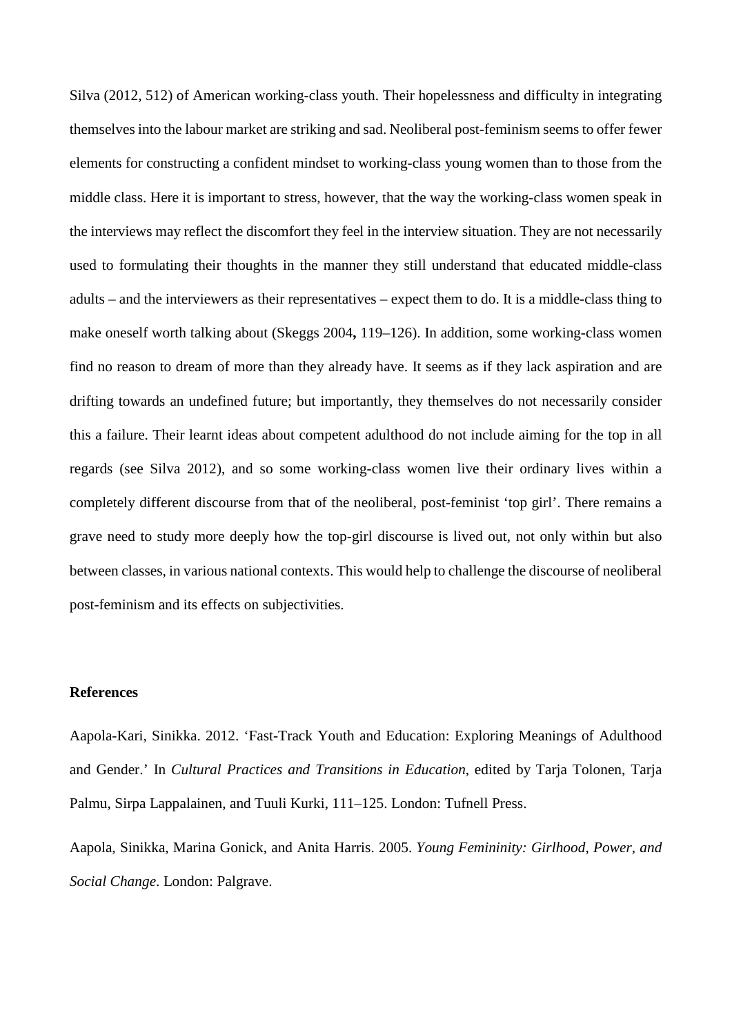Silva (2012, 512) of American working-class youth. Their hopelessness and difficulty in integrating themselves into the labour market are striking and sad. Neoliberal post-feminism seems to offer fewer elements for constructing a confident mindset to working-class young women than to those from the middle class. Here it is important to stress, however, that the way the working-class women speak in the interviews may reflect the discomfort they feel in the interview situation. They are not necessarily used to formulating their thoughts in the manner they still understand that educated middle-class adults – and the interviewers as their representatives – expect them to do. It is a middle-class thing to make oneself worth talking about (Skeggs 2004**,** 119–126). In addition, some working-class women find no reason to dream of more than they already have. It seems as if they lack aspiration and are drifting towards an undefined future; but importantly, they themselves do not necessarily consider this a failure. Their learnt ideas about competent adulthood do not include aiming for the top in all regards (see Silva 2012), and so some working-class women live their ordinary lives within a completely different discourse from that of the neoliberal, post-feminist 'top girl'. There remains a grave need to study more deeply how the top-girl discourse is lived out, not only within but also between classes, in various national contexts. This would help to challenge the discourse of neoliberal post-feminism and its effects on subjectivities.

**References**

Aapola-Kari, Sinikka. 2012. 'Fast-Track Youth and Education: Exploring Meanings of Adulthood and Gender.' In *Cultural Practices and Transitions in Education*, edited by Tarja Tolonen, Tarja Palmu, Sirpa Lappalainen, and Tuuli Kurki, 111–125. London: Tufnell Press.

Aapola, Sinikka, Marina Gonick, and Anita Harris. 2005. *Young Femininity: Girlhood, Power, and Social Change*. London: Palgrave.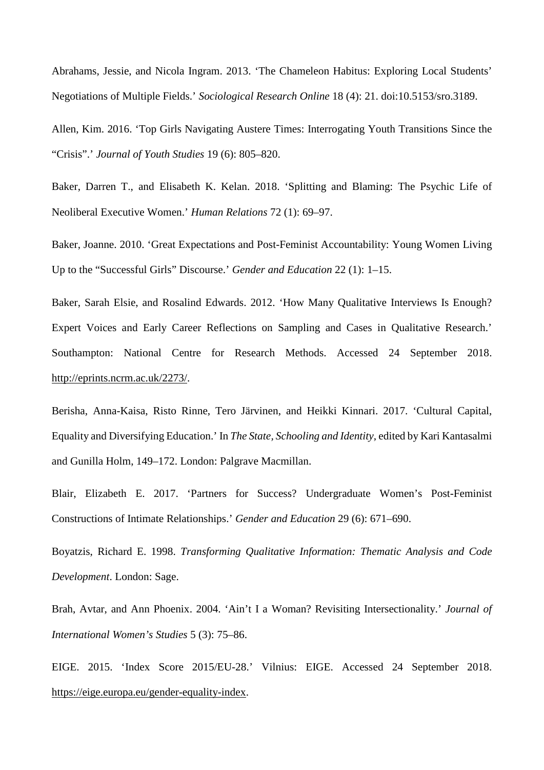Abrahams, Jessie, and Nicola Ingram. 2013. ‘The Chameleon Habitus: Exploring Local Students’ Negotiations of Multiple Fields.’ *Sociological Research Online* 18 (4): 21. doi:10.5153/sro.3189.

Allen, Kim. 2016. ‘Top Girls Navigating Austere Times: Interrogating Youth Transitions Since the “Crisis”.’ *Journal of Youth Studies* 19 (6): 805–820.

Baker, Darren T., and Elisabeth K. Kelan. 2018. ‘Splitting and Blaming: The Psychic Life of Neoliberal Executive Women.’ *Human Relations* 72 (1): 69–97.

Baker, Joanne. 2010. ‘Great Expectations and Post-Feminist Accountability: Young Women Living Up to the “Successful Girls” Discourse.’ *Gender and Education* 22 (1): 1–15.

Baker, Sarah Elsie, and Rosalind Edwards. 2012. ‘How Many Qualitative Interviews Is Enough? Expert Voices and Early Career Reflections on Sampling and Cases in Qualitative Research.’ Southampton: National Centre for Research Methods. Accessed 24 September 2018. http://eprints.ncrm.ac.uk/2273/.

Berisha, Anna-Kaisa, Risto Rinne, Tero Järvinen, and Heikki Kinnari. 2017. ‘Cultural Capital, Equality and Diversifying Education.’ In *The State, Schooling and Identity*, edited by Kari Kantasalmi and Gunilla Holm, 149–172. London: Palgrave Macmillan.

Blair, Elizabeth E. 2017. ‘Partners for Success? Undergraduate Women’s Post-Feminist Constructions of Intimate Relationships.’ *Gender and Education* 29 (6): 671–690.

Boyatzis, Richard E. 1998. *Transforming Qualitative Information: Thematic Analysis and Code Development*. London: Sage.

Brah, Avtar, and Ann Phoenix. 2004. ‘Ain’t I a Woman? Revisiting Intersectionality.’ *Journal of International Women’s Studies* 5 (3): 75–86.

EIGE. 2015. ‘Index Score 2015/EU-28.’ Vilnius: EIGE. Accessed 24 September 2018. https://eige.europa.eu/gender-equality-index.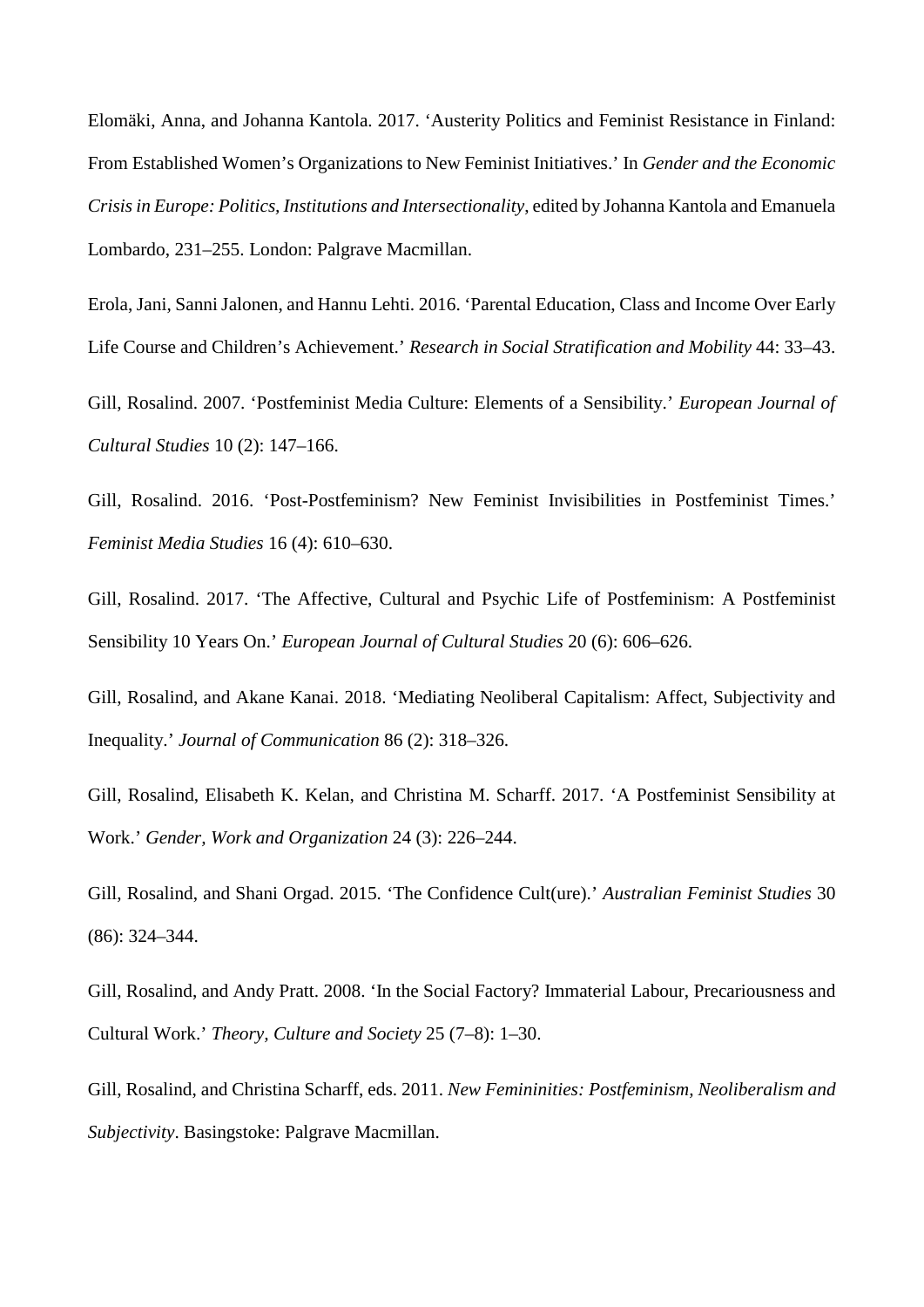Elomäki, Anna, and Johanna Kantola. 2017. 'Austerity Politics and Feminist Resistance in Finland: From Established Women's Organizations to New Feminist Initiatives.' In *Gender and the Economic Crisis in Europe: Politics, Institutions and Intersectionality*, edited by Johanna Kantola and Emanuela Lombardo, 231–255. London: Palgrave Macmillan.

Erola, Jani, Sanni Jalonen, and Hannu Lehti. 2016. 'Parental Education, Class and Income Over Early Life Course and Children's Achievement.' *Research in Social Stratification and Mobility* 44: 33–43.

Gill, Rosalind. 2007. 'Postfeminist Media Culture: Elements of a Sensibility.' *European Journal of Cultural Studies* 10 (2): 147–166.

Gill, Rosalind. 2016. 'Post-Postfeminism? New Feminist Invisibilities in Postfeminist Times.' *Feminist Media Studies* 16 (4): 610–630.

Gill, Rosalind. 2017. 'The Affective, Cultural and Psychic Life of Postfeminism: A Postfeminist Sensibility 10 Years On.' *European Journal of Cultural Studies* 20 (6): 606–626.

Gill, Rosalind, and Akane Kanai. 2018. 'Mediating Neoliberal Capitalism: Affect, Subjectivity and Inequality.' *Journal of Communication* 86 (2): 318–326.

Gill, Rosalind, Elisabeth K. Kelan, and Christina M. Scharff. 2017. 'A Postfeminist Sensibility at Work.' *Gender, Work and Organization* 24 (3): 226–244.

Gill, Rosalind, and Shani Orgad. 2015. 'The Confidence Cult(ure).' *Australian Feminist Studies* 30 (86): 324–344.

Gill, Rosalind, and Andy Pratt. 2008. 'In the Social Factory? Immaterial Labour, Precariousness and Cultural Work.' *Theory, Culture and Society* 25 (7–8): 1–30.

Gill, Rosalind, and Christina Scharff, eds. 2011. *New Femininities: Postfeminism, Neoliberalism and Subjectivity*. Basingstoke: Palgrave Macmillan.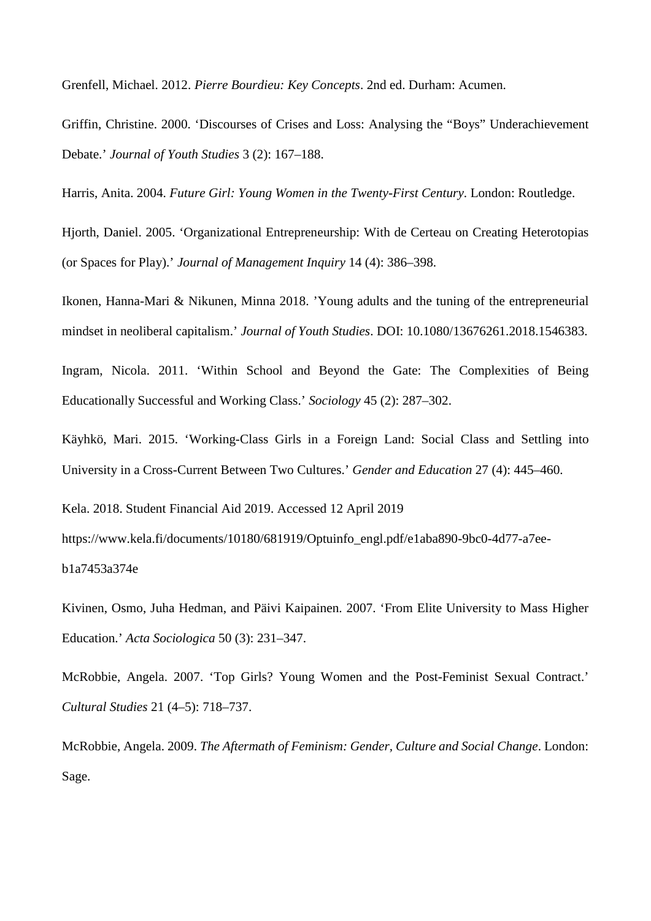Grenfell, Michael. 2012. *Pierre Bourdieu: Key Concepts*. 2nd ed. Durham: Acumen.

Griffin, Christine. 2000. 'Discourses of Crises and Loss: Analysing the "Boys" Underachievement Debate.' *Journal of Youth Studies* 3 (2): 167–188.

Harris, Anita. 2004. *Future Girl: Young Women in the Twenty-First Century*. London: Routledge.

Hjorth, Daniel. 2005. 'Organizational Entrepreneurship: With de Certeau on Creating Heterotopias (or Spaces for Play).' *Journal of Management Inquiry* 14 (4): 386–398.

Ikonen, Hanna-Mari & Nikunen, Minna 2018. 'Young adults and the tuning of the entrepreneurial mindset in neoliberal capitalism.' *Journal of Youth Studies*. DOI: 10.1080/13676261.2018.1546383.

Ingram, Nicola. 2011. 'Within School and Beyond the Gate: The Complexities of Being Educationally Successful and Working Class.' *Sociology* 45 (2): 287–302.

Käyhkö, Mari. 2015. 'Working-Class Girls in a Foreign Land: Social Class and Settling into University in a Cross-Current Between Two Cultures.' *Gender and Education* 27 (4): 445–460.

Kela. 2018. Student Financial Aid 2019. Accessed 12 April 2019 https://www.kela.fi/documents/10180/681919/Optuinfo_engl.pdf/e1aba890-9bc0-4d77-a7ee-b1a7453a374e

Kivinen, Osmo, Juha Hedman, and Päivi Kaipainen. 2007. 'From Elite University to Mass Higher Education.' *Acta Sociologica* 50 (3): 231–347.

McRobbie, Angela. 2007. 'Top Girls? Young Women and the Post-Feminist Sexual Contract.' *Cultural Studies* 21 (4–5): 718–737.

McRobbie, Angela. 2009. *The Aftermath of Feminism: Gender, Culture and Social Change*. London: Sage.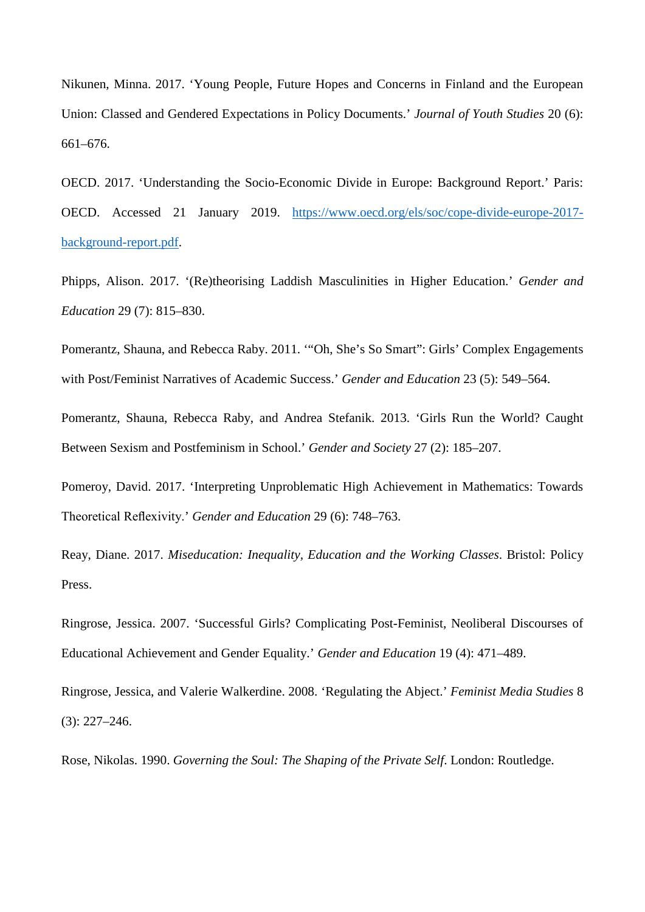Nikunen, Minna. 2017. ‘Young People, Future Hopes and Concerns in Finland and the European Union: Classed and Gendered Expectations in Policy Documents.’ *Journal of Youth Studies* 20 (6): 661–676.

OECD. 2017. ‘Understanding the Socio-Economic Divide in Europe: Background Report.’ Paris: OECD. Accessed 21 January 2019. [https://www.oecd.org/els/soc/cope-divide-europe-2017-background-report.pdf](https://www.oecd.org/els/soc/cope-divide-europe-2017-background-report.pdf).

Phipps, Alison. 2017. ‘(Re)theorising Laddish Masculinities in Higher Education.’ *Gender and Education* 29 (7): 815–830.

Pomerantz, Shauna, and Rebecca Raby. 2011. ‘“Oh, She’s So Smart”: Girls’ Complex Engagements with Post/Feminist Narratives of Academic Success.’ *Gender and Education* 23 (5): 549–564.

Pomerantz, Shauna, Rebecca Raby, and Andrea Stefanik. 2013. ‘Girls Run the World? Caught Between Sexism and Postfeminism in School.’ *Gender and Society* 27 (2): 185–207.

Pomeroy, David. 2017. ‘Interpreting Unproblematic High Achievement in Mathematics: Towards Theoretical Reflexivity.’ *Gender and Education* 29 (6): 748–763.

Reay, Diane. 2017. *Miseducation: Inequality, Education and the Working Classes*. Bristol: Policy Press.

Ringrose, Jessica. 2007. ‘Successful Girls? Complicating Post-Feminist, Neoliberal Discourses of Educational Achievement and Gender Equality.’ *Gender and Education* 19 (4): 471–489.

Ringrose, Jessica, and Valerie Walkerdine. 2008. ‘Regulating the Abject.’ *Feminist Media Studies* 8 (3): 227–246.

Rose, Nikolas. 1990. *Governing the Soul: The Shaping of the Private Self*. London: Routledge.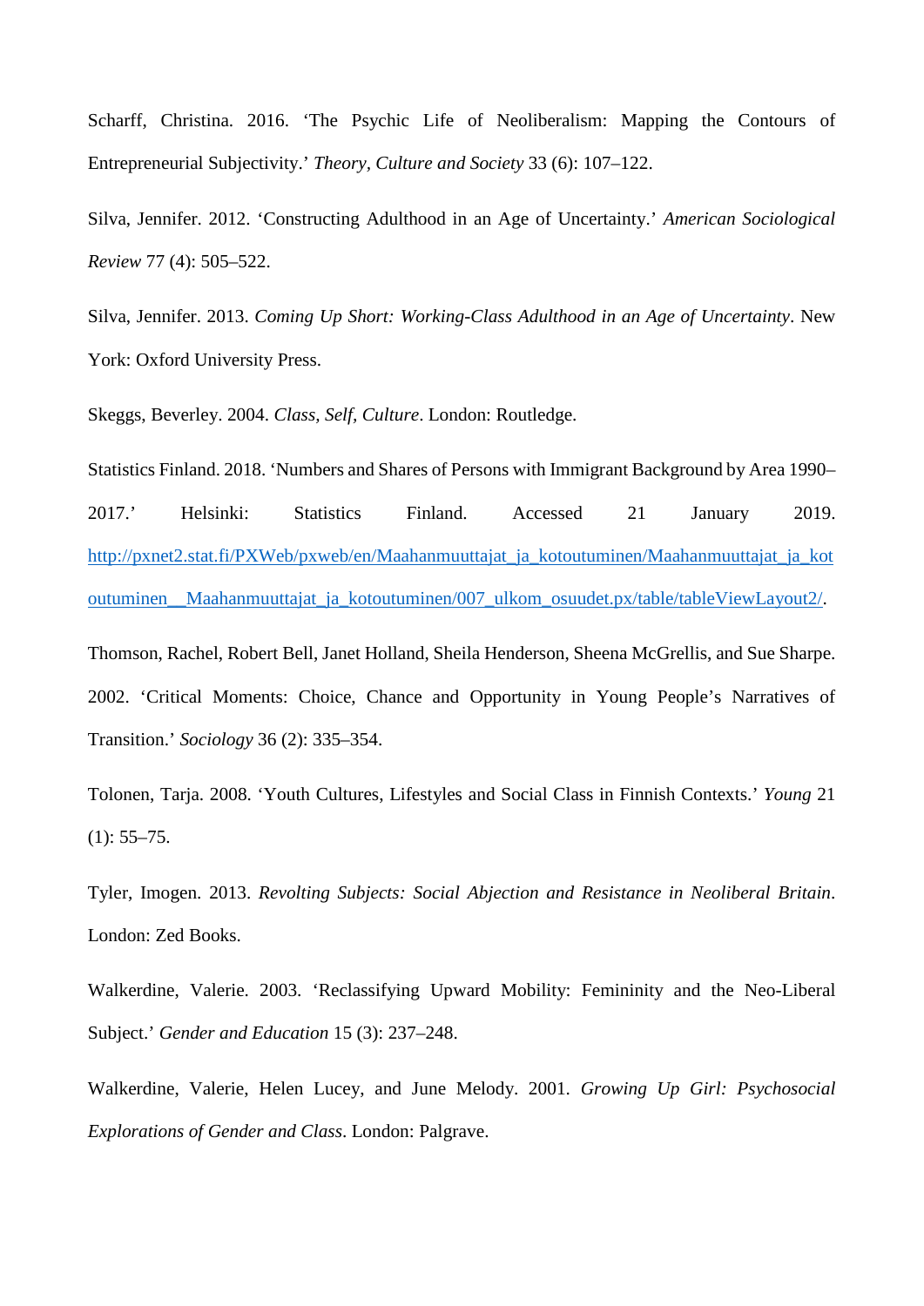Scharff, Christina. 2016. 'The Psychic Life of Neoliberalism: Mapping the Contours of Entrepreneurial Subjectivity.' *Theory, Culture and Society* 33 (6): 107–122.

Silva, Jennifer. 2012. 'Constructing Adulthood in an Age of Uncertainty.' *American Sociological Review* 77 (4): 505–522.

Silva, Jennifer. 2013. *Coming Up Short: Working-Class Adulthood in an Age of Uncertainty*. New York: Oxford University Press.

Skeggs, Beverley. 2004. *Class, Self, Culture*. London: Routledge.

Statistics Finland. 2018. 'Numbers and Shares of Persons with Immigrant Background by Area 1990–2017.' Helsinki: Statistics Finland. Accessed 21 January 2019. http://pxnet2.stat.fi/PXWeb/pxweb/en/Maahanmuuttajat_ja_kotoutuminen/Maahanmuuttajat_ja_kotoutuminen__Maahanmuuttajat_ja_kotoutuminen/007_ulkom_osuudet.px/table/tableViewLayout2/.

Thomson, Rachel, Robert Bell, Janet Holland, Sheila Henderson, Sheena McGrellis, and Sue Sharpe. 2002. 'Critical Moments: Choice, Chance and Opportunity in Young People's Narratives of Transition.' *Sociology* 36 (2): 335–354.

Tolonen, Tarja. 2008. 'Youth Cultures, Lifestyles and Social Class in Finnish Contexts.' *Young* 21 (1): 55–75.

Tyler, Imogen. 2013. *Revolting Subjects: Social Abjection and Resistance in Neoliberal Britain*. London: Zed Books.

Walkerdine, Valerie. 2003. 'Reclassifying Upward Mobility: Femininity and the Neo-Liberal Subject.' *Gender and Education* 15 (3): 237–248.

Walkerdine, Valerie, Helen Lucey, and June Melody. 2001. *Growing Up Girl: Psychosocial Explorations of Gender and Class*. London: Palgrave.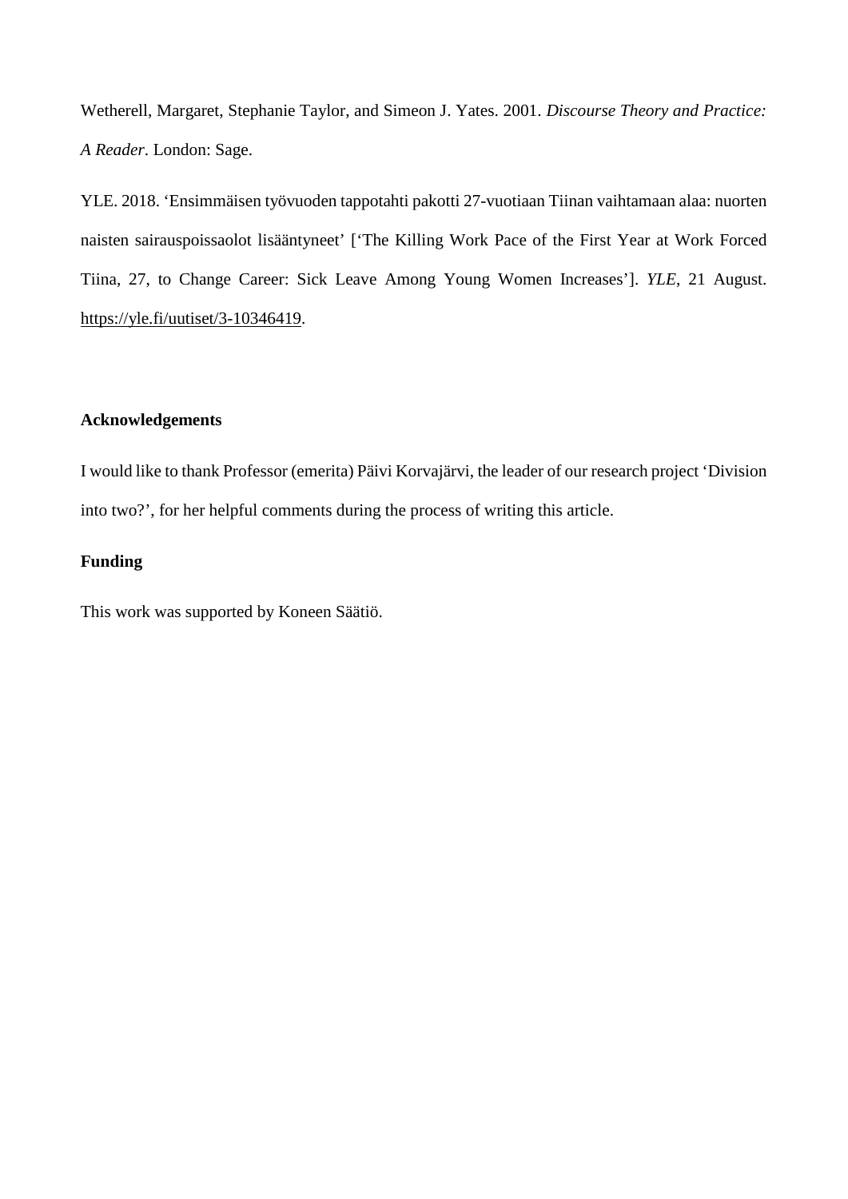Wetherell, Margaret, Stephanie Taylor, and Simeon J. Yates. 2001. *Discourse Theory and Practice: A Reader*. London: Sage.

YLE. 2018. 'Ensimmäisen työvuoden tappotahti pakotti 27-vuotiaan Tiinan vaihtamaan alaa: nuorten naisten sairauspoissaolot lisääntyneet' ['The Killing Work Pace of the First Year at Work Forced Tiina, 27, to Change Career: Sick Leave Among Young Women Increases']. *YLE*, 21 August. https://yle.fi/uutiset/3-10346419.

**Acknowledgements**

I would like to thank Professor (emerita) Päivi Korvajärvi, the leader of our research project 'Division into two?', for her helpful comments during the process of writing this article.

**Funding**

This work was supported by Koneen Säätiö.